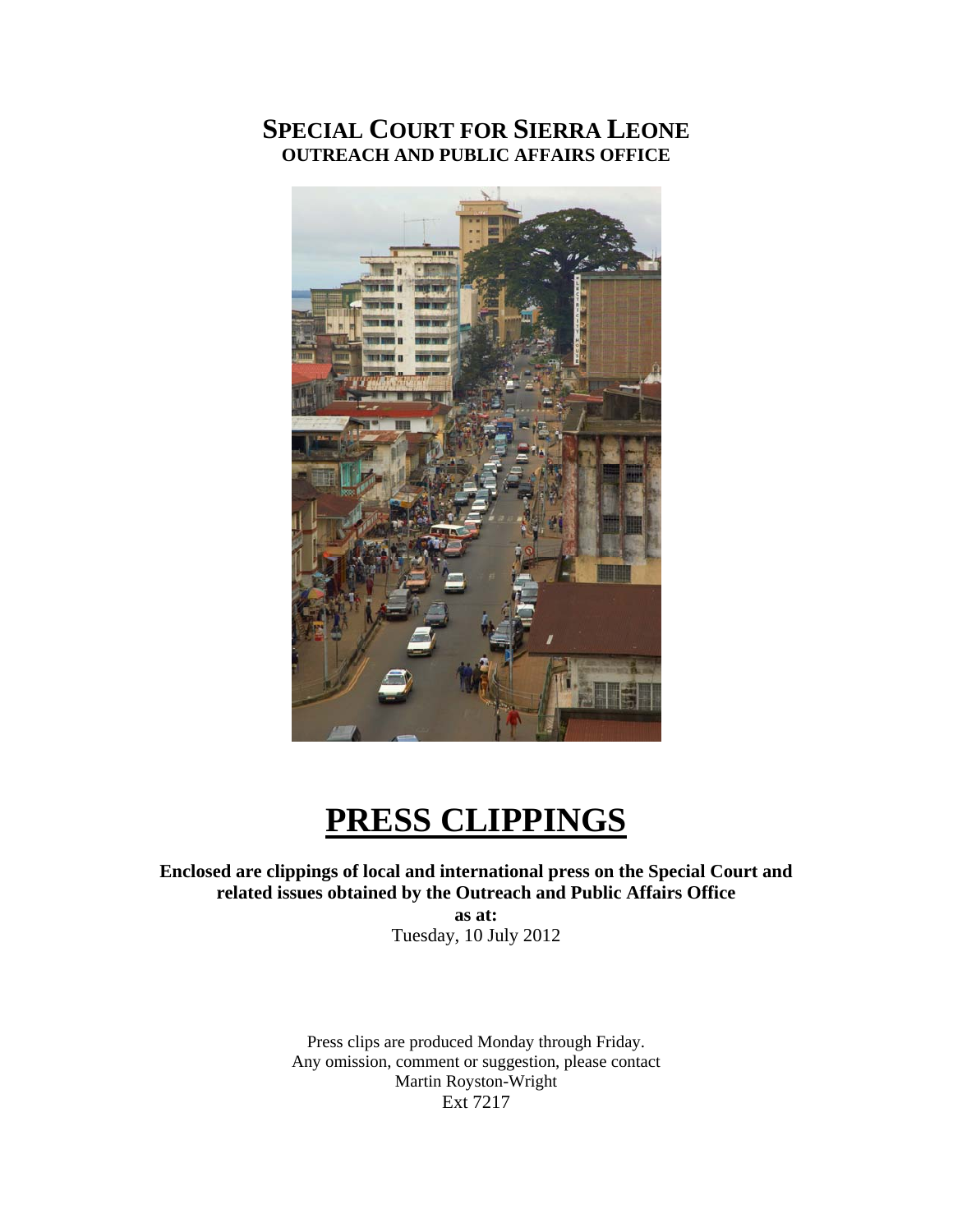# SPECIAL COURT FOR SIERRA LEONE
## OUTREACH AND PUBLIC AFFAIRS OFFICE

# PRESS CLIPPINGS

**Enclosed are clippings of local and international press on the Special Court and related issues obtained by the Outreach and Public Affairs Office**

**as at:**

Tuesday, 10 July 2012

Press clips are produced Monday through Friday.
Any omission, comment or suggestion, please contact
Martin Royston-Wright
Ext 7217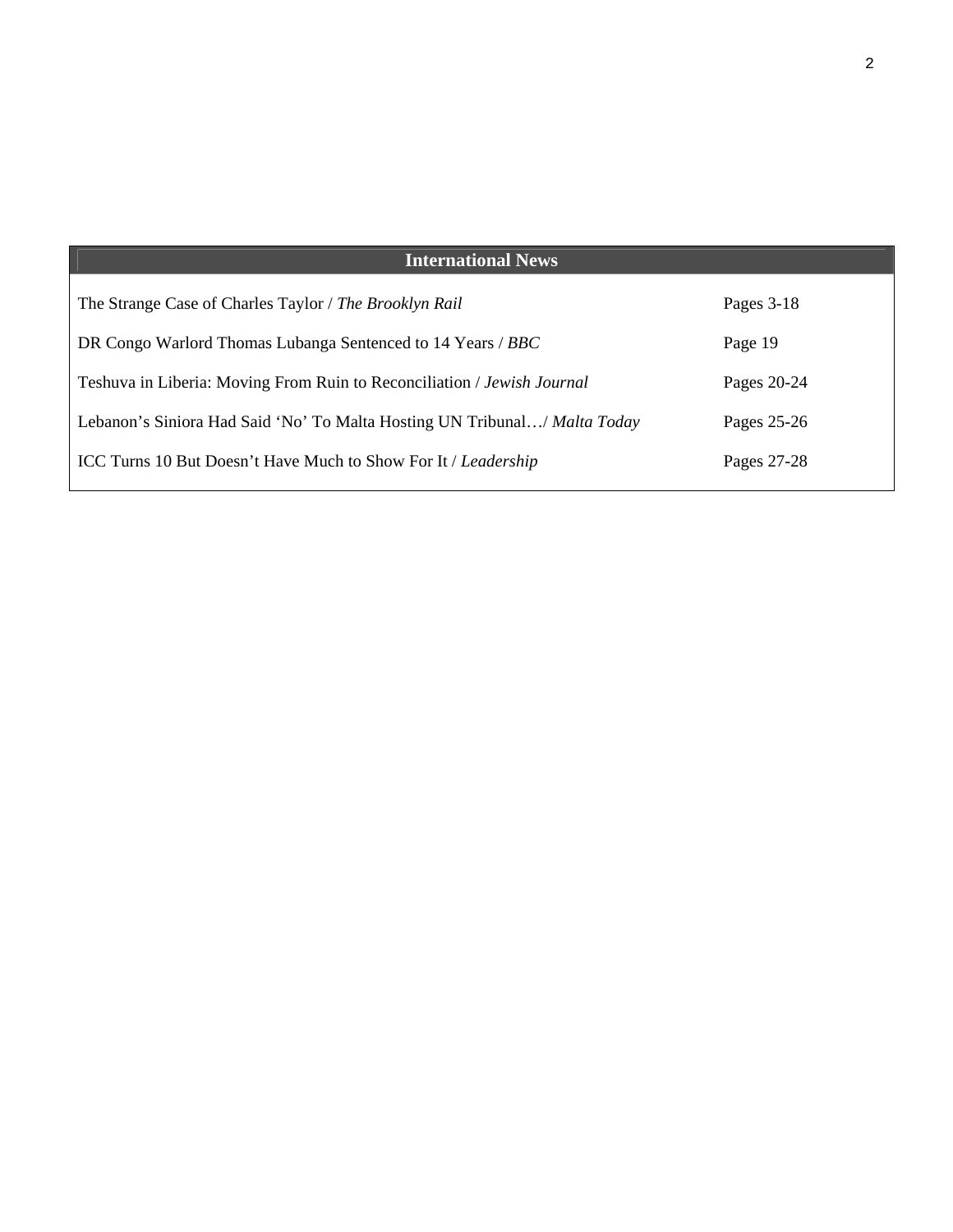## International News

| | |
|---|---|
| The Strange Case of Charles Taylor / *The Brooklyn Rail* | Pages 3-18 |
| DR Congo Warlord Thomas Lubanga Sentenced to 14 Years / *BBC* | Page 19 |
| Teshuva in Liberia: Moving From Ruin to Reconciliation / *Jewish Journal* | Pages 20-24 |
| Lebanon's Siniora Had Said 'No' To Malta Hosting UN Tribunal…/ *Malta Today* | Pages 25-26 |
| ICC Turns 10 But Doesn't Have Much to Show For It / *Leadership* | Pages 27-28 |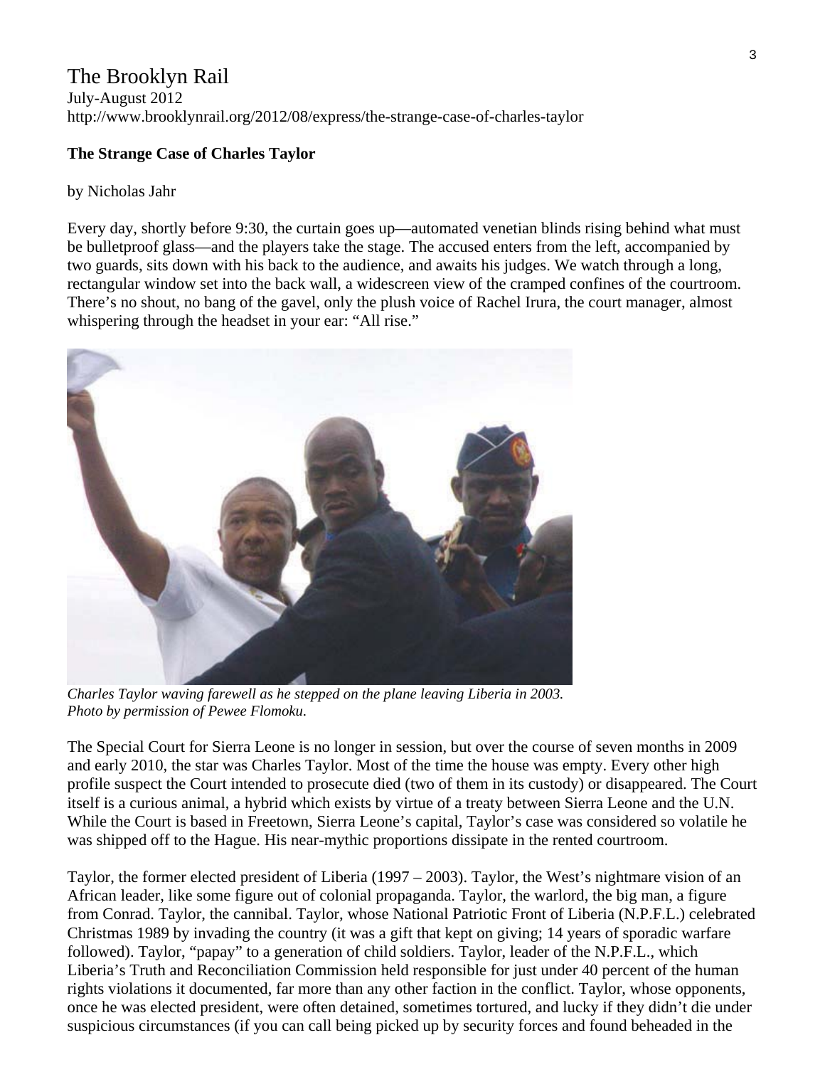The Brooklyn Rail
July-August 2012
http://www.brooklynrail.org/2012/08/express/the-strange-case-of-charles-taylor

**The Strange Case of Charles Taylor**

by Nicholas Jahr

Every day, shortly before 9:30, the curtain goes up—automated venetian blinds rising behind what must be bulletproof glass—and the players take the stage. The accused enters from the left, accompanied by two guards, sits down with his back to the audience, and awaits his judges. We watch through a long, rectangular window set into the back wall, a widescreen view of the cramped confines of the courtroom. There's no shout, no bang of the gavel, only the plush voice of Rachel Irura, the court manager, almost whispering through the headset in your ear: "All rise."

*Charles Taylor waving farewell as he stepped on the plane leaving Liberia in 2003. Photo by permission of Pewee Flomoku.*

The Special Court for Sierra Leone is no longer in session, but over the course of seven months in 2009 and early 2010, the star was Charles Taylor. Most of the time the house was empty. Every other high profile suspect the Court intended to prosecute died (two of them in its custody) or disappeared. The Court itself is a curious animal, a hybrid which exists by virtue of a treaty between Sierra Leone and the U.N. While the Court is based in Freetown, Sierra Leone's capital, Taylor's case was considered so volatile he was shipped off to the Hague. His near-mythic proportions dissipate in the rented courtroom.

Taylor, the former elected president of Liberia (1997 – 2003). Taylor, the West's nightmare vision of an African leader, like some figure out of colonial propaganda. Taylor, the warlord, the big man, a figure from Conrad. Taylor, the cannibal. Taylor, whose National Patriotic Front of Liberia (N.P.F.L.) celebrated Christmas 1989 by invading the country (it was a gift that kept on giving; 14 years of sporadic warfare followed). Taylor, "papay" to a generation of child soldiers. Taylor, leader of the N.P.F.L., which Liberia's Truth and Reconciliation Commission held responsible for just under 40 percent of the human rights violations it documented, far more than any other faction in the conflict. Taylor, whose opponents, once he was elected president, were often detained, sometimes tortured, and lucky if they didn't die under suspicious circumstances (if you can call being picked up by security forces and found beheaded in the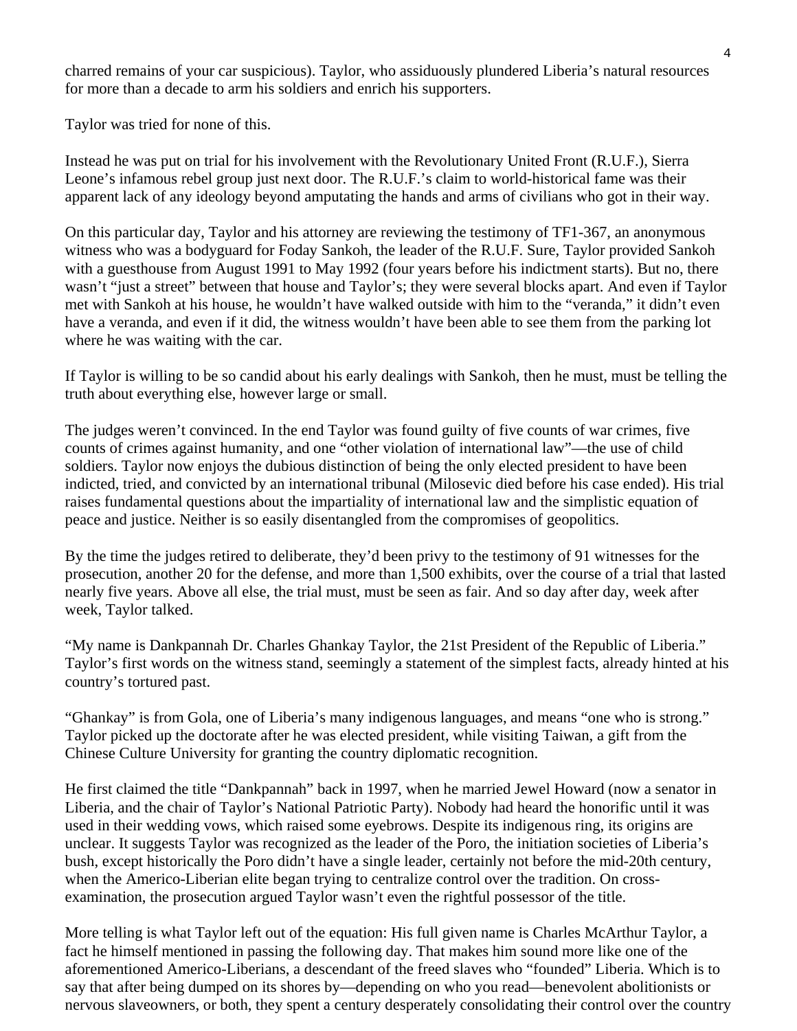charred remains of your car suspicious). Taylor, who assiduously plundered Liberia's natural resources for more than a decade to arm his soldiers and enrich his supporters.

Taylor was tried for none of this.

Instead he was put on trial for his involvement with the Revolutionary United Front (R.U.F.), Sierra Leone's infamous rebel group just next door. The R.U.F.'s claim to world-historical fame was their apparent lack of any ideology beyond amputating the hands and arms of civilians who got in their way.

On this particular day, Taylor and his attorney are reviewing the testimony of TF1-367, an anonymous witness who was a bodyguard for Foday Sankoh, the leader of the R.U.F. Sure, Taylor provided Sankoh with a guesthouse from August 1991 to May 1992 (four years before his indictment starts). But no, there wasn't "just a street" between that house and Taylor's; they were several blocks apart. And even if Taylor met with Sankoh at his house, he wouldn't have walked outside with him to the "veranda," it didn't even have a veranda, and even if it did, the witness wouldn't have been able to see them from the parking lot where he was waiting with the car.

If Taylor is willing to be so candid about his early dealings with Sankoh, then he must, must be telling the truth about everything else, however large or small.

The judges weren't convinced. In the end Taylor was found guilty of five counts of war crimes, five counts of crimes against humanity, and one "other violation of international law"—the use of child soldiers. Taylor now enjoys the dubious distinction of being the only elected president to have been indicted, tried, and convicted by an international tribunal (Milosevic died before his case ended). His trial raises fundamental questions about the impartiality of international law and the simplistic equation of peace and justice. Neither is so easily disentangled from the compromises of geopolitics.

By the time the judges retired to deliberate, they'd been privy to the testimony of 91 witnesses for the prosecution, another 20 for the defense, and more than 1,500 exhibits, over the course of a trial that lasted nearly five years. Above all else, the trial must, must be seen as fair. And so day after day, week after week, Taylor talked.

"My name is Dankpannah Dr. Charles Ghankay Taylor, the 21st President of the Republic of Liberia." Taylor's first words on the witness stand, seemingly a statement of the simplest facts, already hinted at his country's tortured past.

"Ghankay" is from Gola, one of Liberia's many indigenous languages, and means "one who is strong." Taylor picked up the doctorate after he was elected president, while visiting Taiwan, a gift from the Chinese Culture University for granting the country diplomatic recognition.

He first claimed the title "Dankpannah" back in 1997, when he married Jewel Howard (now a senator in Liberia, and the chair of Taylor's National Patriotic Party). Nobody had heard the honorific until it was used in their wedding vows, which raised some eyebrows. Despite its indigenous ring, its origins are unclear. It suggests Taylor was recognized as the leader of the Poro, the initiation societies of Liberia's bush, except historically the Poro didn't have a single leader, certainly not before the mid-20th century, when the Americo-Liberian elite began trying to centralize control over the tradition. On cross-examination, the prosecution argued Taylor wasn't even the rightful possessor of the title.

More telling is what Taylor left out of the equation: His full given name is Charles McArthur Taylor, a fact he himself mentioned in passing the following day. That makes him sound more like one of the aforementioned Americo-Liberians, a descendant of the freed slaves who "founded" Liberia. Which is to say that after being dumped on its shores by—depending on who you read—benevolent abolitionists or nervous slaveowners, or both, they spent a century desperately consolidating their control over the country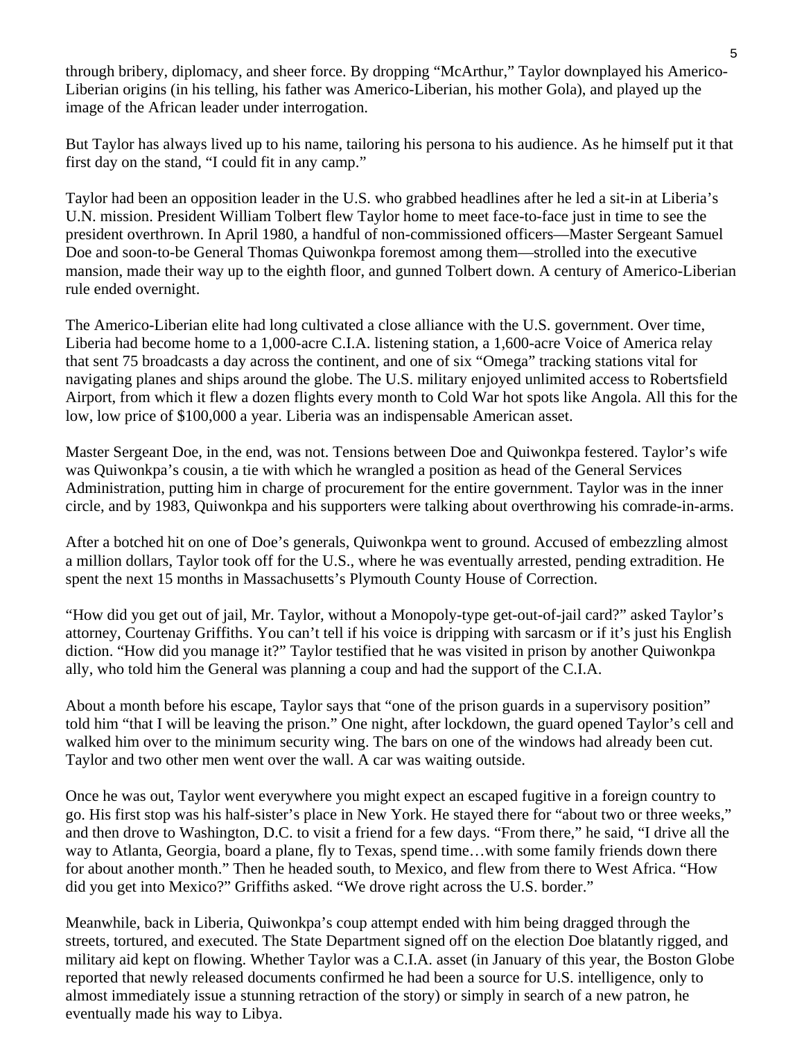through bribery, diplomacy, and sheer force. By dropping "McArthur," Taylor downplayed his Americo-Liberian origins (in his telling, his father was Americo-Liberian, his mother Gola), and played up the image of the African leader under interrogation.

But Taylor has always lived up to his name, tailoring his persona to his audience. As he himself put it that first day on the stand, "I could fit in any camp."

Taylor had been an opposition leader in the U.S. who grabbed headlines after he led a sit-in at Liberia's U.N. mission. President William Tolbert flew Taylor home to meet face-to-face just in time to see the president overthrown. In April 1980, a handful of non-commissioned officers—Master Sergeant Samuel Doe and soon-to-be General Thomas Quiwonkpa foremost among them—strolled into the executive mansion, made their way up to the eighth floor, and gunned Tolbert down. A century of Americo-Liberian rule ended overnight.

The Americo-Liberian elite had long cultivated a close alliance with the U.S. government. Over time, Liberia had become home to a 1,000-acre C.I.A. listening station, a 1,600-acre Voice of America relay that sent 75 broadcasts a day across the continent, and one of six "Omega" tracking stations vital for navigating planes and ships around the globe. The U.S. military enjoyed unlimited access to Robertsfield Airport, from which it flew a dozen flights every month to Cold War hot spots like Angola. All this for the low, low price of $100,000 a year. Liberia was an indispensable American asset.

Master Sergeant Doe, in the end, was not. Tensions between Doe and Quiwonkpa festered. Taylor's wife was Quiwonkpa's cousin, a tie with which he wrangled a position as head of the General Services Administration, putting him in charge of procurement for the entire government. Taylor was in the inner circle, and by 1983, Quiwonkpa and his supporters were talking about overthrowing his comrade-in-arms.

After a botched hit on one of Doe's generals, Quiwonkpa went to ground. Accused of embezzling almost a million dollars, Taylor took off for the U.S., where he was eventually arrested, pending extradition. He spent the next 15 months in Massachusetts's Plymouth County House of Correction.

"How did you get out of jail, Mr. Taylor, without a Monopoly-type get-out-of-jail card?" asked Taylor's attorney, Courtenay Griffiths. You can't tell if his voice is dripping with sarcasm or if it's just his English diction. "How did you manage it?" Taylor testified that he was visited in prison by another Quiwonkpa ally, who told him the General was planning a coup and had the support of the C.I.A.

About a month before his escape, Taylor says that "one of the prison guards in a supervisory position" told him "that I will be leaving the prison." One night, after lockdown, the guard opened Taylor's cell and walked him over to the minimum security wing. The bars on one of the windows had already been cut. Taylor and two other men went over the wall. A car was waiting outside.

Once he was out, Taylor went everywhere you might expect an escaped fugitive in a foreign country to go. His first stop was his half-sister's place in New York. He stayed there for "about two or three weeks," and then drove to Washington, D.C. to visit a friend for a few days. "From there," he said, "I drive all the way to Atlanta, Georgia, board a plane, fly to Texas, spend time…with some family friends down there for about another month." Then he headed south, to Mexico, and flew from there to West Africa. "How did you get into Mexico?" Griffiths asked. "We drove right across the U.S. border."

Meanwhile, back in Liberia, Quiwonkpa's coup attempt ended with him being dragged through the streets, tortured, and executed. The State Department signed off on the election Doe blatantly rigged, and military aid kept on flowing. Whether Taylor was a C.I.A. asset (in January of this year, the Boston Globe reported that newly released documents confirmed he had been a source for U.S. intelligence, only to almost immediately issue a stunning retraction of the story) or simply in search of a new patron, he eventually made his way to Libya.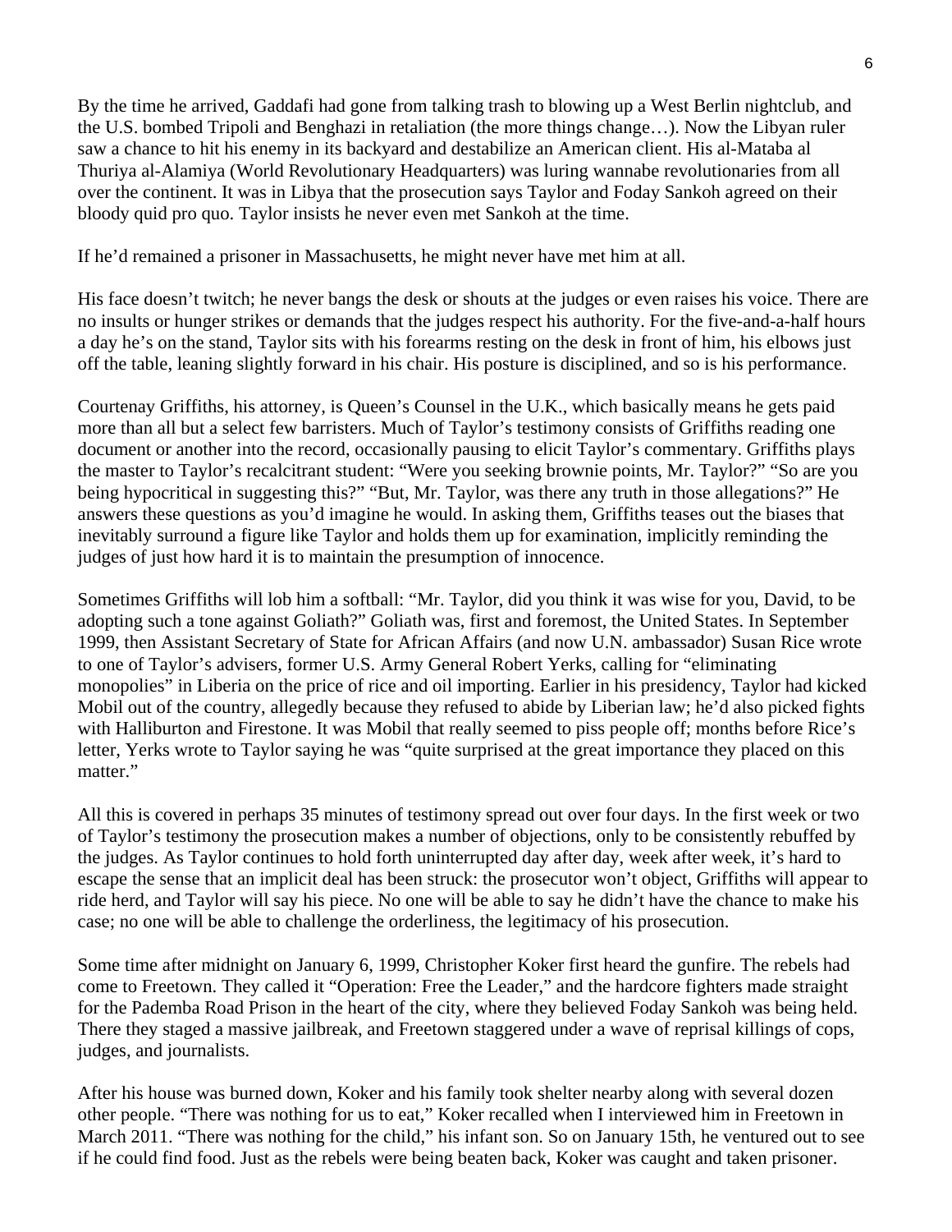By the time he arrived, Gaddafi had gone from talking trash to blowing up a West Berlin nightclub, and the U.S. bombed Tripoli and Benghazi in retaliation (the more things change…). Now the Libyan ruler saw a chance to hit his enemy in its backyard and destabilize an American client. His al-Mataba al Thuriya al-Alamiya (World Revolutionary Headquarters) was luring wannabe revolutionaries from all over the continent. It was in Libya that the prosecution says Taylor and Foday Sankoh agreed on their bloody quid pro quo. Taylor insists he never even met Sankoh at the time.

If he'd remained a prisoner in Massachusetts, he might never have met him at all.

His face doesn't twitch; he never bangs the desk or shouts at the judges or even raises his voice. There are no insults or hunger strikes or demands that the judges respect his authority. For the five-and-a-half hours a day he's on the stand, Taylor sits with his forearms resting on the desk in front of him, his elbows just off the table, leaning slightly forward in his chair. His posture is disciplined, and so is his performance.

Courtenay Griffiths, his attorney, is Queen's Counsel in the U.K., which basically means he gets paid more than all but a select few barristers. Much of Taylor's testimony consists of Griffiths reading one document or another into the record, occasionally pausing to elicit Taylor's commentary. Griffiths plays the master to Taylor's recalcitrant student: "Were you seeking brownie points, Mr. Taylor?" "So are you being hypocritical in suggesting this?" "But, Mr. Taylor, was there any truth in those allegations?" He answers these questions as you'd imagine he would. In asking them, Griffiths teases out the biases that inevitably surround a figure like Taylor and holds them up for examination, implicitly reminding the judges of just how hard it is to maintain the presumption of innocence.

Sometimes Griffiths will lob him a softball: "Mr. Taylor, did you think it was wise for you, David, to be adopting such a tone against Goliath?" Goliath was, first and foremost, the United States. In September 1999, then Assistant Secretary of State for African Affairs (and now U.N. ambassador) Susan Rice wrote to one of Taylor's advisers, former U.S. Army General Robert Yerks, calling for "eliminating monopolies" in Liberia on the price of rice and oil importing. Earlier in his presidency, Taylor had kicked Mobil out of the country, allegedly because they refused to abide by Liberian law; he'd also picked fights with Halliburton and Firestone. It was Mobil that really seemed to piss people off; months before Rice's letter, Yerks wrote to Taylor saying he was "quite surprised at the great importance they placed on this matter."

All this is covered in perhaps 35 minutes of testimony spread out over four days. In the first week or two of Taylor's testimony the prosecution makes a number of objections, only to be consistently rebuffed by the judges. As Taylor continues to hold forth uninterrupted day after day, week after week, it's hard to escape the sense that an implicit deal has been struck: the prosecutor won't object, Griffiths will appear to ride herd, and Taylor will say his piece. No one will be able to say he didn't have the chance to make his case; no one will be able to challenge the orderliness, the legitimacy of his prosecution.

Some time after midnight on January 6, 1999, Christopher Koker first heard the gunfire. The rebels had come to Freetown. They called it "Operation: Free the Leader," and the hardcore fighters made straight for the Pademba Road Prison in the heart of the city, where they believed Foday Sankoh was being held. There they staged a massive jailbreak, and Freetown staggered under a wave of reprisal killings of cops, judges, and journalists.

After his house was burned down, Koker and his family took shelter nearby along with several dozen other people. "There was nothing for us to eat," Koker recalled when I interviewed him in Freetown in March 2011. "There was nothing for the child," his infant son. So on January 15th, he ventured out to see if he could find food. Just as the rebels were being beaten back, Koker was caught and taken prisoner.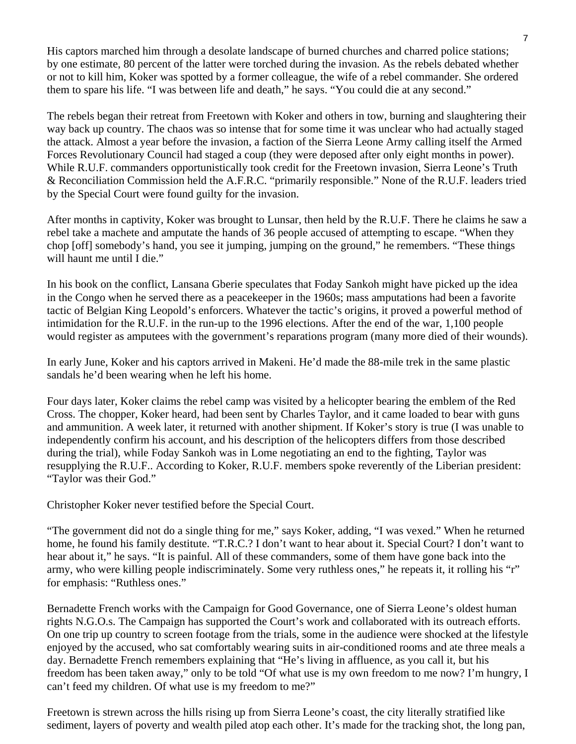His captors marched him through a desolate landscape of burned churches and charred police stations; by one estimate, 80 percent of the latter were torched during the invasion. As the rebels debated whether or not to kill him, Koker was spotted by a former colleague, the wife of a rebel commander. She ordered them to spare his life. "I was between life and death," he says. "You could die at any second."

The rebels began their retreat from Freetown with Koker and others in tow, burning and slaughtering their way back up country. The chaos was so intense that for some time it was unclear who had actually staged the attack. Almost a year before the invasion, a faction of the Sierra Leone Army calling itself the Armed Forces Revolutionary Council had staged a coup (they were deposed after only eight months in power). While R.U.F. commanders opportunistically took credit for the Freetown invasion, Sierra Leone's Truth & Reconciliation Commission held the A.F.R.C. "primarily responsible." None of the R.U.F. leaders tried by the Special Court were found guilty for the invasion.

After months in captivity, Koker was brought to Lunsar, then held by the R.U.F. There he claims he saw a rebel take a machete and amputate the hands of 36 people accused of attempting to escape. "When they chop [off] somebody's hand, you see it jumping, jumping on the ground," he remembers. "These things will haunt me until I die."

In his book on the conflict, Lansana Gberie speculates that Foday Sankoh might have picked up the idea in the Congo when he served there as a peacekeeper in the 1960s; mass amputations had been a favorite tactic of Belgian King Leopold's enforcers. Whatever the tactic's origins, it proved a powerful method of intimidation for the R.U.F. in the run-up to the 1996 elections. After the end of the war, 1,100 people would register as amputees with the government's reparations program (many more died of their wounds).

In early June, Koker and his captors arrived in Makeni. He'd made the 88-mile trek in the same plastic sandals he'd been wearing when he left his home.

Four days later, Koker claims the rebel camp was visited by a helicopter bearing the emblem of the Red Cross. The chopper, Koker heard, had been sent by Charles Taylor, and it came loaded to bear with guns and ammunition. A week later, it returned with another shipment. If Koker's story is true (I was unable to independently confirm his account, and his description of the helicopters differs from those described during the trial), while Foday Sankoh was in Lome negotiating an end to the fighting, Taylor was resupplying the R.U.F.. According to Koker, R.U.F. members spoke reverently of the Liberian president: "Taylor was their God."

Christopher Koker never testified before the Special Court.

"The government did not do a single thing for me," says Koker, adding, "I was vexed." When he returned home, he found his family destitute. "T.R.C.? I don't want to hear about it. Special Court? I don't want to hear about it," he says. "It is painful. All of these commanders, some of them have gone back into the army, who were killing people indiscriminately. Some very ruthless ones," he repeats it, it rolling his "r" for emphasis: "Ruthless ones."

Bernadette French works with the Campaign for Good Governance, one of Sierra Leone's oldest human rights N.G.O.s. The Campaign has supported the Court's work and collaborated with its outreach efforts. On one trip up country to screen footage from the trials, some in the audience were shocked at the lifestyle enjoyed by the accused, who sat comfortably wearing suits in air-conditioned rooms and ate three meals a day. Bernadette French remembers explaining that "He's living in affluence, as you call it, but his freedom has been taken away," only to be told "Of what use is my own freedom to me now? I'm hungry, I can't feed my children. Of what use is my freedom to me?"

Freetown is strewn across the hills rising up from Sierra Leone's coast, the city literally stratified like sediment, layers of poverty and wealth piled atop each other. It's made for the tracking shot, the long pan,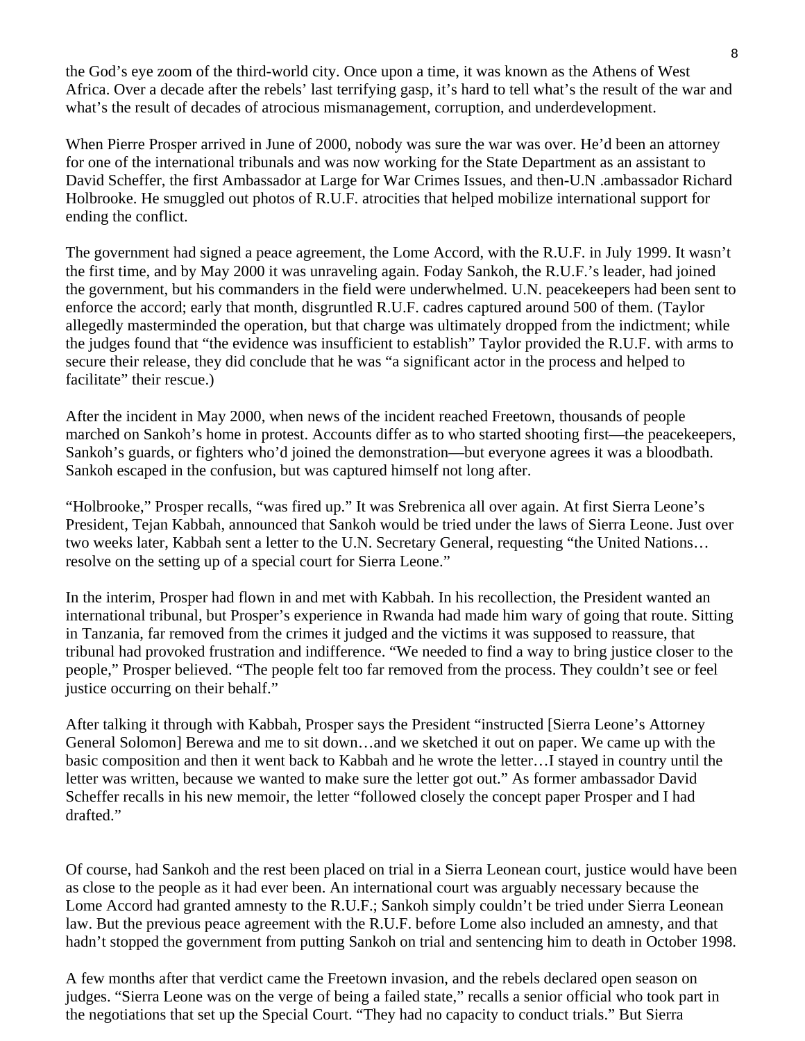the God's eye zoom of the third-world city. Once upon a time, it was known as the Athens of West Africa. Over a decade after the rebels' last terrifying gasp, it's hard to tell what's the result of the war and what's the result of decades of atrocious mismanagement, corruption, and underdevelopment.

When Pierre Prosper arrived in June of 2000, nobody was sure the war was over. He'd been an attorney for one of the international tribunals and was now working for the State Department as an assistant to David Scheffer, the first Ambassador at Large for War Crimes Issues, and then-U.N .ambassador Richard Holbrooke. He smuggled out photos of R.U.F. atrocities that helped mobilize international support for ending the conflict.

The government had signed a peace agreement, the Lome Accord, with the R.U.F. in July 1999. It wasn't the first time, and by May 2000 it was unraveling again. Foday Sankoh, the R.U.F.'s leader, had joined the government, but his commanders in the field were underwhelmed. U.N. peacekeepers had been sent to enforce the accord; early that month, disgruntled R.U.F. cadres captured around 500 of them. (Taylor allegedly masterminded the operation, but that charge was ultimately dropped from the indictment; while the judges found that "the evidence was insufficient to establish" Taylor provided the R.U.F. with arms to secure their release, they did conclude that he was "a significant actor in the process and helped to facilitate" their rescue.)

After the incident in May 2000, when news of the incident reached Freetown, thousands of people marched on Sankoh's home in protest. Accounts differ as to who started shooting first—the peacekeepers, Sankoh's guards, or fighters who'd joined the demonstration—but everyone agrees it was a bloodbath. Sankoh escaped in the confusion, but was captured himself not long after.

"Holbrooke," Prosper recalls, "was fired up." It was Srebrenica all over again. At first Sierra Leone's President, Tejan Kabbah, announced that Sankoh would be tried under the laws of Sierra Leone. Just over two weeks later, Kabbah sent a letter to the U.N. Secretary General, requesting "the United Nations… resolve on the setting up of a special court for Sierra Leone."

In the interim, Prosper had flown in and met with Kabbah. In his recollection, the President wanted an international tribunal, but Prosper's experience in Rwanda had made him wary of going that route. Sitting in Tanzania, far removed from the crimes it judged and the victims it was supposed to reassure, that tribunal had provoked frustration and indifference. "We needed to find a way to bring justice closer to the people," Prosper believed. "The people felt too far removed from the process. They couldn't see or feel justice occurring on their behalf."

After talking it through with Kabbah, Prosper says the President "instructed [Sierra Leone's Attorney General Solomon] Berewa and me to sit down…and we sketched it out on paper. We came up with the basic composition and then it went back to Kabbah and he wrote the letter…I stayed in country until the letter was written, because we wanted to make sure the letter got out." As former ambassador David Scheffer recalls in his new memoir, the letter "followed closely the concept paper Prosper and I had drafted."

Of course, had Sankoh and the rest been placed on trial in a Sierra Leonean court, justice would have been as close to the people as it had ever been. An international court was arguably necessary because the Lome Accord had granted amnesty to the R.U.F.; Sankoh simply couldn't be tried under Sierra Leonean law. But the previous peace agreement with the R.U.F. before Lome also included an amnesty, and that hadn't stopped the government from putting Sankoh on trial and sentencing him to death in October 1998.

A few months after that verdict came the Freetown invasion, and the rebels declared open season on judges. "Sierra Leone was on the verge of being a failed state," recalls a senior official who took part in the negotiations that set up the Special Court. "They had no capacity to conduct trials." But Sierra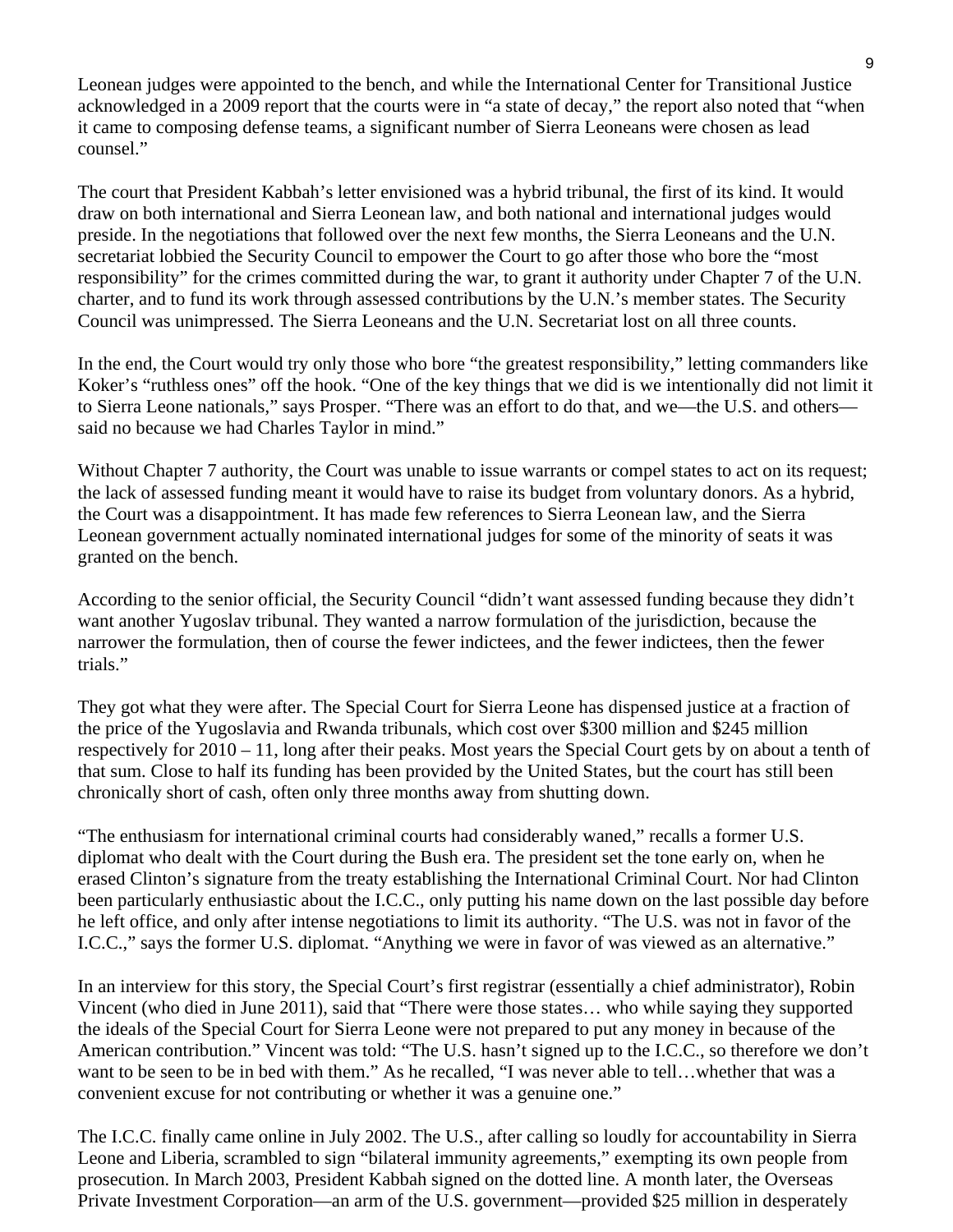Leonean judges were appointed to the bench, and while the International Center for Transitional Justice acknowledged in a 2009 report that the courts were in "a state of decay," the report also noted that "when it came to composing defense teams, a significant number of Sierra Leoneans were chosen as lead counsel."

The court that President Kabbah's letter envisioned was a hybrid tribunal, the first of its kind. It would draw on both international and Sierra Leonean law, and both national and international judges would preside. In the negotiations that followed over the next few months, the Sierra Leoneans and the U.N. secretariat lobbied the Security Council to empower the Court to go after those who bore the "most responsibility" for the crimes committed during the war, to grant it authority under Chapter 7 of the U.N. charter, and to fund its work through assessed contributions by the U.N.'s member states. The Security Council was unimpressed. The Sierra Leoneans and the U.N. Secretariat lost on all three counts.

In the end, the Court would try only those who bore "the greatest responsibility," letting commanders like Koker's "ruthless ones" off the hook. "One of the key things that we did is we intentionally did not limit it to Sierra Leone nationals," says Prosper. "There was an effort to do that, and we—the U.S. and others—said no because we had Charles Taylor in mind."

Without Chapter 7 authority, the Court was unable to issue warrants or compel states to act on its request; the lack of assessed funding meant it would have to raise its budget from voluntary donors. As a hybrid, the Court was a disappointment. It has made few references to Sierra Leonean law, and the Sierra Leonean government actually nominated international judges for some of the minority of seats it was granted on the bench.

According to the senior official, the Security Council "didn't want assessed funding because they didn't want another Yugoslav tribunal. They wanted a narrow formulation of the jurisdiction, because the narrower the formulation, then of course the fewer indictees, and the fewer indictees, then the fewer trials."

They got what they were after. The Special Court for Sierra Leone has dispensed justice at a fraction of the price of the Yugoslavia and Rwanda tribunals, which cost over $300 million and $245 million respectively for 2010 – 11, long after their peaks. Most years the Special Court gets by on about a tenth of that sum. Close to half its funding has been provided by the United States, but the court has still been chronically short of cash, often only three months away from shutting down.

"The enthusiasm for international criminal courts had considerably waned," recalls a former U.S. diplomat who dealt with the Court during the Bush era. The president set the tone early on, when he erased Clinton's signature from the treaty establishing the International Criminal Court. Nor had Clinton been particularly enthusiastic about the I.C.C., only putting his name down on the last possible day before he left office, and only after intense negotiations to limit its authority. "The U.S. was not in favor of the I.C.C.," says the former U.S. diplomat. "Anything we were in favor of was viewed as an alternative."

In an interview for this story, the Special Court's first registrar (essentially a chief administrator), Robin Vincent (who died in June 2011), said that "There were those states… who while saying they supported the ideals of the Special Court for Sierra Leone were not prepared to put any money in because of the American contribution." Vincent was told: "The U.S. hasn't signed up to the I.C.C., so therefore we don't want to be seen to be in bed with them." As he recalled, "I was never able to tell…whether that was a convenient excuse for not contributing or whether it was a genuine one."

The I.C.C. finally came online in July 2002. The U.S., after calling so loudly for accountability in Sierra Leone and Liberia, scrambled to sign "bilateral immunity agreements," exempting its own people from prosecution. In March 2003, President Kabbah signed on the dotted line. A month later, the Overseas Private Investment Corporation—an arm of the U.S. government—provided $25 million in desperately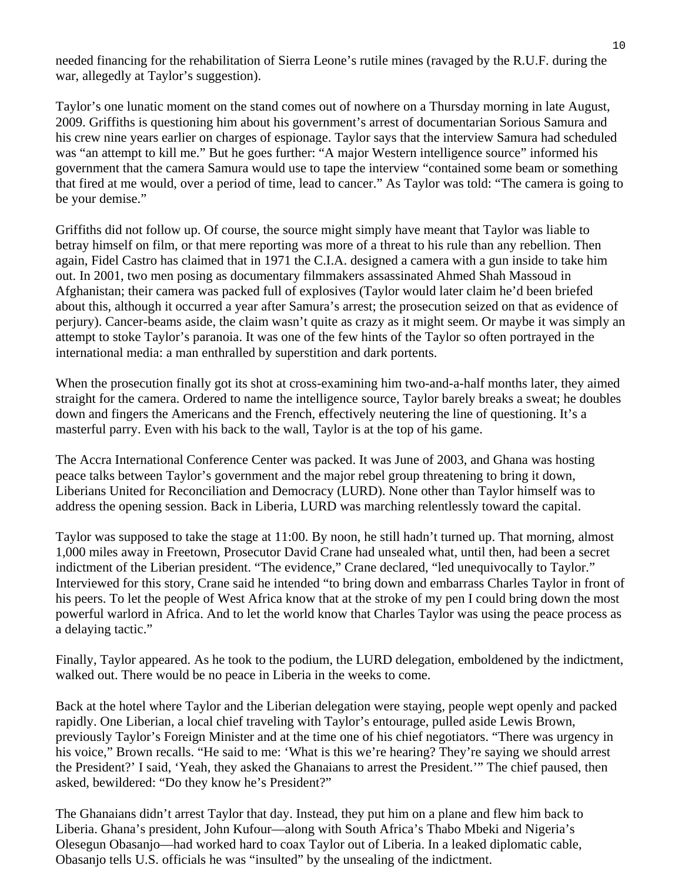needed financing for the rehabilitation of Sierra Leone's rutile mines (ravaged by the R.U.F. during the war, allegedly at Taylor's suggestion).

Taylor's one lunatic moment on the stand comes out of nowhere on a Thursday morning in late August, 2009. Griffiths is questioning him about his government's arrest of documentarian Sorious Samura and his crew nine years earlier on charges of espionage. Taylor says that the interview Samura had scheduled was "an attempt to kill me." But he goes further: "A major Western intelligence source" informed his government that the camera Samura would use to tape the interview "contained some beam or something that fired at me would, over a period of time, lead to cancer." As Taylor was told: "The camera is going to be your demise."

Griffiths did not follow up. Of course, the source might simply have meant that Taylor was liable to betray himself on film, or that mere reporting was more of a threat to his rule than any rebellion. Then again, Fidel Castro has claimed that in 1971 the C.I.A. designed a camera with a gun inside to take him out. In 2001, two men posing as documentary filmmakers assassinated Ahmed Shah Massoud in Afghanistan; their camera was packed full of explosives (Taylor would later claim he'd been briefed about this, although it occurred a year after Samura's arrest; the prosecution seized on that as evidence of perjury). Cancer-beams aside, the claim wasn't quite as crazy as it might seem. Or maybe it was simply an attempt to stoke Taylor's paranoia. It was one of the few hints of the Taylor so often portrayed in the international media: a man enthralled by superstition and dark portents.

When the prosecution finally got its shot at cross-examining him two-and-a-half months later, they aimed straight for the camera. Ordered to name the intelligence source, Taylor barely breaks a sweat; he doubles down and fingers the Americans and the French, effectively neutering the line of questioning. It's a masterful parry. Even with his back to the wall, Taylor is at the top of his game.

The Accra International Conference Center was packed. It was June of 2003, and Ghana was hosting peace talks between Taylor's government and the major rebel group threatening to bring it down, Liberians United for Reconciliation and Democracy (LURD). None other than Taylor himself was to address the opening session. Back in Liberia, LURD was marching relentlessly toward the capital.

Taylor was supposed to take the stage at 11:00. By noon, he still hadn't turned up. That morning, almost 1,000 miles away in Freetown, Prosecutor David Crane had unsealed what, until then, had been a secret indictment of the Liberian president. "The evidence," Crane declared, "led unequivocally to Taylor." Interviewed for this story, Crane said he intended "to bring down and embarrass Charles Taylor in front of his peers. To let the people of West Africa know that at the stroke of my pen I could bring down the most powerful warlord in Africa. And to let the world know that Charles Taylor was using the peace process as a delaying tactic."

Finally, Taylor appeared. As he took to the podium, the LURD delegation, emboldened by the indictment, walked out. There would be no peace in Liberia in the weeks to come.

Back at the hotel where Taylor and the Liberian delegation were staying, people wept openly and packed rapidly. One Liberian, a local chief traveling with Taylor's entourage, pulled aside Lewis Brown, previously Taylor's Foreign Minister and at the time one of his chief negotiators. "There was urgency in his voice," Brown recalls. "He said to me: 'What is this we're hearing? They're saying we should arrest the President?' I said, 'Yeah, they asked the Ghanaians to arrest the President.'" The chief paused, then asked, bewildered: "Do they know he's President?"

The Ghanaians didn't arrest Taylor that day. Instead, they put him on a plane and flew him back to Liberia. Ghana's president, John Kufour—along with South Africa's Thabo Mbeki and Nigeria's Olesegun Obasanjo—had worked hard to coax Taylor out of Liberia. In a leaked diplomatic cable, Obasanjo tells U.S. officials he was "insulted" by the unsealing of the indictment.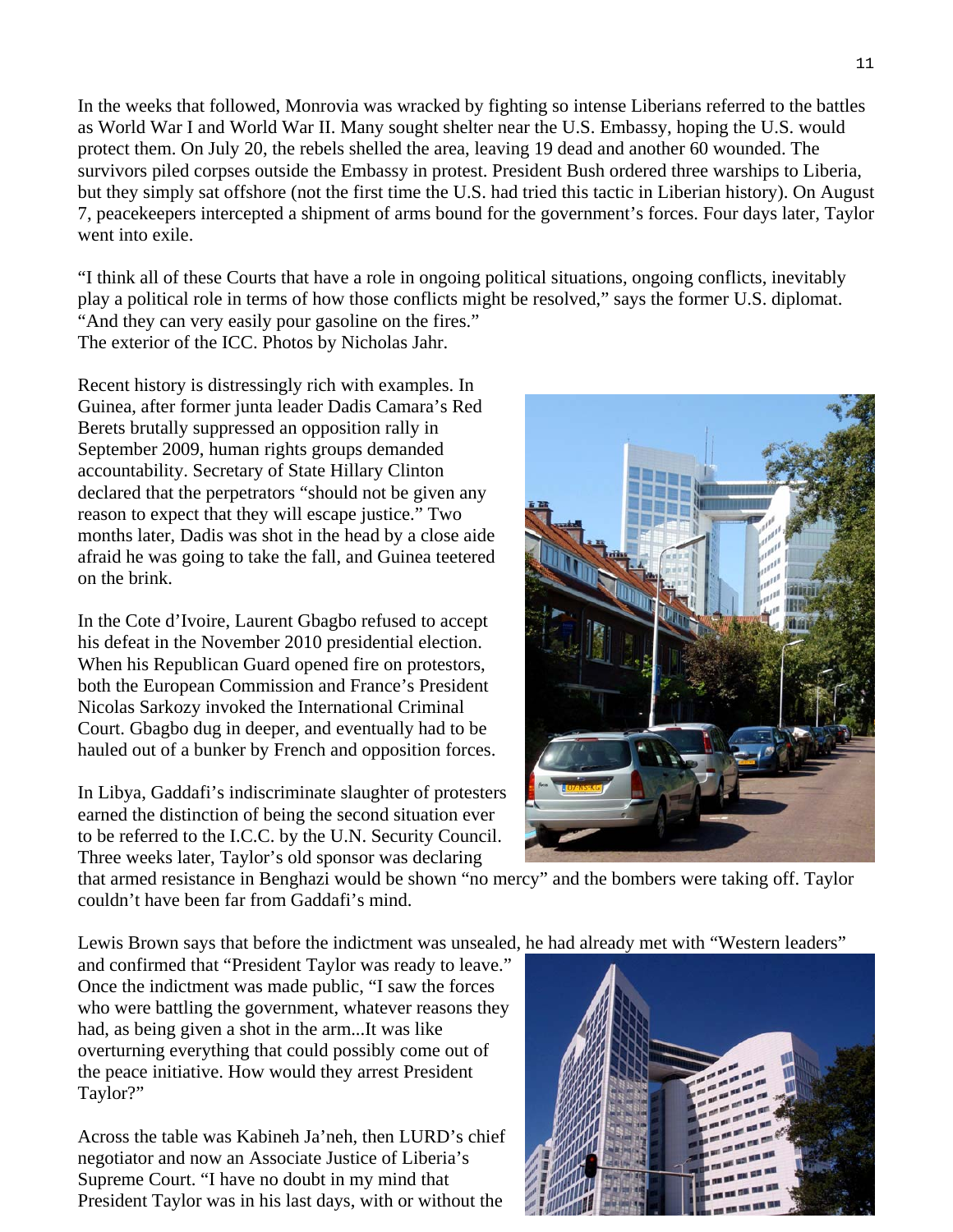In the weeks that followed, Monrovia was wracked by fighting so intense Liberians referred to the battles as World War I and World War II. Many sought shelter near the U.S. Embassy, hoping the U.S. would protect them. On July 20, the rebels shelled the area, leaving 19 dead and another 60 wounded. The survivors piled corpses outside the Embassy in protest. President Bush ordered three warships to Liberia, but they simply sat offshore (not the first time the U.S. had tried this tactic in Liberian history). On August 7, peacekeepers intercepted a shipment of arms bound for the government's forces. Four days later, Taylor went into exile.

"I think all of these Courts that have a role in ongoing political situations, ongoing conflicts, inevitably play a political role in terms of how those conflicts might be resolved," says the former U.S. diplomat. "And they can very easily pour gasoline on the fires."

The exterior of the ICC. Photos by Nicholas Jahr.

Recent history is distressingly rich with examples. In Guinea, after former junta leader Dadis Camara's Red Berets brutally suppressed an opposition rally in September 2009, human rights groups demanded accountability. Secretary of State Hillary Clinton declared that the perpetrators "should not be given any reason to expect that they will escape justice." Two months later, Dadis was shot in the head by a close aide afraid he was going to take the fall, and Guinea teetered on the brink.

In the Cote d'Ivoire, Laurent Gbagbo refused to accept his defeat in the November 2010 presidential election. When his Republican Guard opened fire on protestors, both the European Commission and France's President Nicolas Sarkozy invoked the International Criminal Court. Gbagbo dug in deeper, and eventually had to be hauled out of a bunker by French and opposition forces.

In Libya, Gaddafi's indiscriminate slaughter of protesters earned the distinction of being the second situation ever to be referred to the I.C.C. by the U.N. Security Council. Three weeks later, Taylor's old sponsor was declaring that armed resistance in Benghazi would be shown "no mercy" and the bombers were taking off. Taylor couldn't have been far from Gaddafi's mind.

Lewis Brown says that before the indictment was unsealed, he had already met with "Western leaders" and confirmed that "President Taylor was ready to leave." Once the indictment was made public, "I saw the forces who were battling the government, whatever reasons they had, as being given a shot in the arm...It was like overturning everything that could possibly come out of the peace initiative. How would they arrest President Taylor?"

Across the table was Kabineh Ja'neh, then LURD's chief negotiator and now an Associate Justice of Liberia's Supreme Court. "I have no doubt in my mind that President Taylor was in his last days, with or without the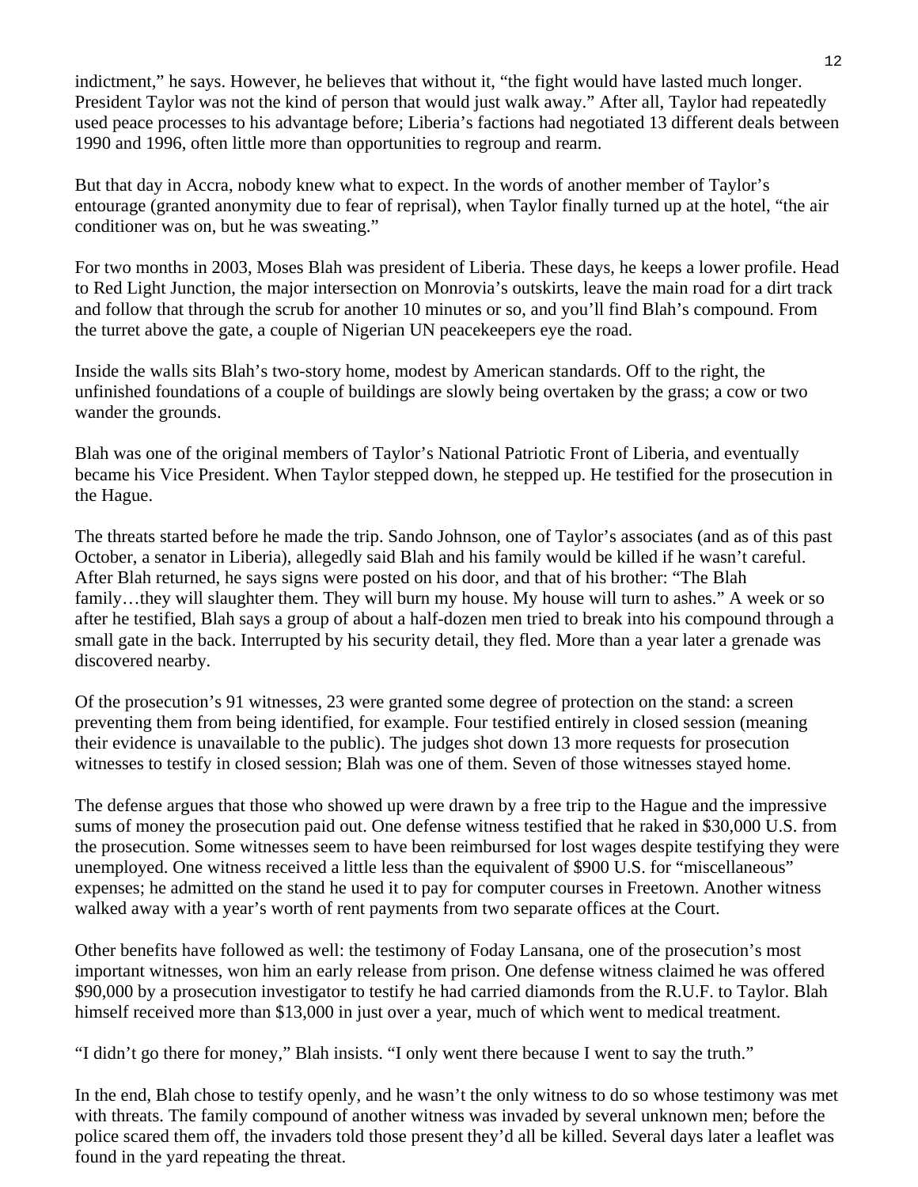indictment," he says. However, he believes that without it, "the fight would have lasted much longer. President Taylor was not the kind of person that would just walk away." After all, Taylor had repeatedly used peace processes to his advantage before; Liberia's factions had negotiated 13 different deals between 1990 and 1996, often little more than opportunities to regroup and rearm.

But that day in Accra, nobody knew what to expect. In the words of another member of Taylor's entourage (granted anonymity due to fear of reprisal), when Taylor finally turned up at the hotel, "the air conditioner was on, but he was sweating."

For two months in 2003, Moses Blah was president of Liberia. These days, he keeps a lower profile. Head to Red Light Junction, the major intersection on Monrovia's outskirts, leave the main road for a dirt track and follow that through the scrub for another 10 minutes or so, and you'll find Blah's compound. From the turret above the gate, a couple of Nigerian UN peacekeepers eye the road.

Inside the walls sits Blah's two-story home, modest by American standards. Off to the right, the unfinished foundations of a couple of buildings are slowly being overtaken by the grass; a cow or two wander the grounds.

Blah was one of the original members of Taylor's National Patriotic Front of Liberia, and eventually became his Vice President. When Taylor stepped down, he stepped up. He testified for the prosecution in the Hague.

The threats started before he made the trip. Sando Johnson, one of Taylor's associates (and as of this past October, a senator in Liberia), allegedly said Blah and his family would be killed if he wasn't careful. After Blah returned, he says signs were posted on his door, and that of his brother: "The Blah family…they will slaughter them. They will burn my house. My house will turn to ashes." A week or so after he testified, Blah says a group of about a half-dozen men tried to break into his compound through a small gate in the back. Interrupted by his security detail, they fled. More than a year later a grenade was discovered nearby.

Of the prosecution's 91 witnesses, 23 were granted some degree of protection on the stand: a screen preventing them from being identified, for example. Four testified entirely in closed session (meaning their evidence is unavailable to the public). The judges shot down 13 more requests for prosecution witnesses to testify in closed session; Blah was one of them. Seven of those witnesses stayed home.

The defense argues that those who showed up were drawn by a free trip to the Hague and the impressive sums of money the prosecution paid out. One defense witness testified that he raked in $30,000 U.S. from the prosecution. Some witnesses seem to have been reimbursed for lost wages despite testifying they were unemployed. One witness received a little less than the equivalent of $900 U.S. for "miscellaneous" expenses; he admitted on the stand he used it to pay for computer courses in Freetown. Another witness walked away with a year's worth of rent payments from two separate offices at the Court.

Other benefits have followed as well: the testimony of Foday Lansana, one of the prosecution's most important witnesses, won him an early release from prison. One defense witness claimed he was offered $90,000 by a prosecution investigator to testify he had carried diamonds from the R.U.F. to Taylor. Blah himself received more than $13,000 in just over a year, much of which went to medical treatment.

"I didn't go there for money," Blah insists. "I only went there because I went to say the truth."

In the end, Blah chose to testify openly, and he wasn't the only witness to do so whose testimony was met with threats. The family compound of another witness was invaded by several unknown men; before the police scared them off, the invaders told those present they'd all be killed. Several days later a leaflet was found in the yard repeating the threat.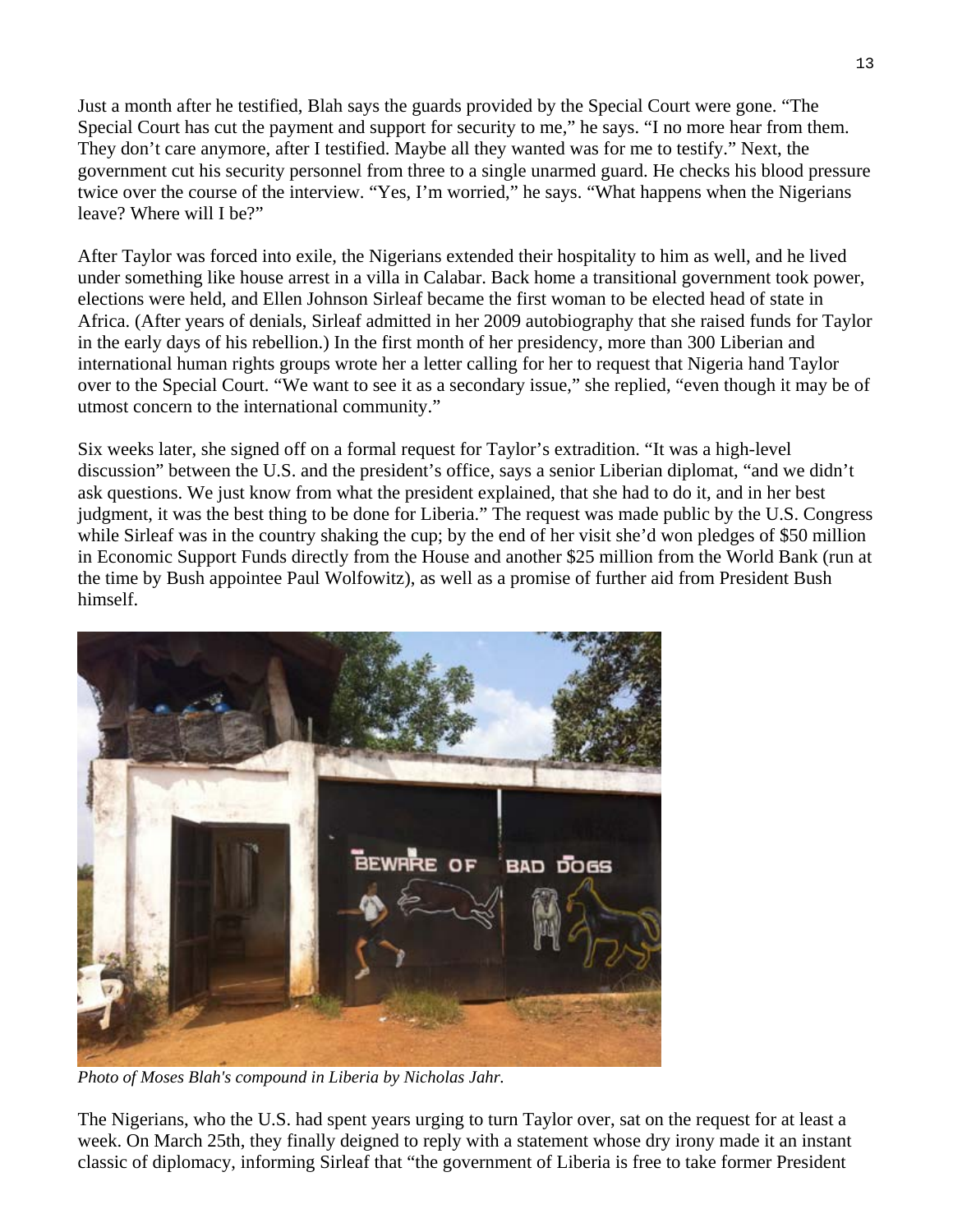Just a month after he testified, Blah says the guards provided by the Special Court were gone. “The Special Court has cut the payment and support for security to me,” he says. “I no more hear from them. They don’t care anymore, after I testified. Maybe all they wanted was for me to testify.” Next, the government cut his security personnel from three to a single unarmed guard. He checks his blood pressure twice over the course of the interview. “Yes, I’m worried,” he says. “What happens when the Nigerians leave? Where will I be?”

After Taylor was forced into exile, the Nigerians extended their hospitality to him as well, and he lived under something like house arrest in a villa in Calabar. Back home a transitional government took power, elections were held, and Ellen Johnson Sirleaf became the first woman to be elected head of state in Africa. (After years of denials, Sirleaf admitted in her 2009 autobiography that she raised funds for Taylor in the early days of his rebellion.) In the first month of her presidency, more than 300 Liberian and international human rights groups wrote her a letter calling for her to request that Nigeria hand Taylor over to the Special Court. “We want to see it as a secondary issue,” she replied, “even though it may be of utmost concern to the international community.”

Six weeks later, she signed off on a formal request for Taylor’s extradition. “It was a high-level discussion” between the U.S. and the president’s office, says a senior Liberian diplomat, “and we didn’t ask questions. We just know from what the president explained, that she had to do it, and in her best judgment, it was the best thing to be done for Liberia.” The request was made public by the U.S. Congress while Sirleaf was in the country shaking the cup; by the end of her visit she’d won pledges of $50 million in Economic Support Funds directly from the House and another $25 million from the World Bank (run at the time by Bush appointee Paul Wolfowitz), as well as a promise of further aid from President Bush himself.

*Photo of Moses Blah's compound in Liberia by Nicholas Jahr.*

The Nigerians, who the U.S. had spent years urging to turn Taylor over, sat on the request for at least a week. On March 25th, they finally deigned to reply with a statement whose dry irony made it an instant classic of diplomacy, informing Sirleaf that “the government of Liberia is free to take former President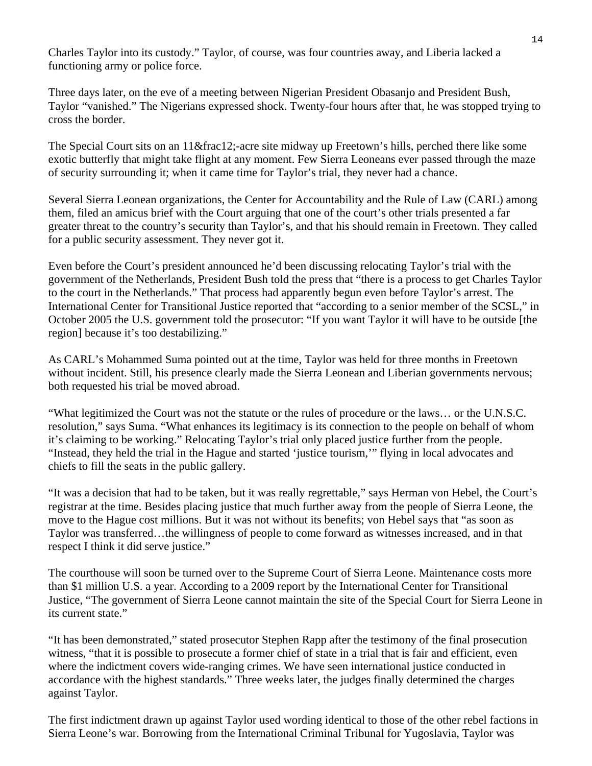Charles Taylor into its custody." Taylor, of course, was four countries away, and Liberia lacked a functioning army or police force.

Three days later, on the eve of a meeting between Nigerian President Obasanjo and President Bush, Taylor "vanished." The Nigerians expressed shock. Twenty-four hours after that, he was stopped trying to cross the border.

The Special Court sits on an 11&frac12;-acre site midway up Freetown's hills, perched there like some exotic butterfly that might take flight at any moment. Few Sierra Leoneans ever passed through the maze of security surrounding it; when it came time for Taylor's trial, they never had a chance.

Several Sierra Leonean organizations, the Center for Accountability and the Rule of Law (CARL) among them, filed an amicus brief with the Court arguing that one of the court's other trials presented a far greater threat to the country's security than Taylor's, and that his should remain in Freetown. They called for a public security assessment. They never got it.

Even before the Court's president announced he'd been discussing relocating Taylor's trial with the government of the Netherlands, President Bush told the press that "there is a process to get Charles Taylor to the court in the Netherlands." That process had apparently begun even before Taylor's arrest. The International Center for Transitional Justice reported that "according to a senior member of the SCSL," in October 2005 the U.S. government told the prosecutor: "If you want Taylor it will have to be outside [the region] because it's too destabilizing."

As CARL's Mohammed Suma pointed out at the time, Taylor was held for three months in Freetown without incident. Still, his presence clearly made the Sierra Leonean and Liberian governments nervous; both requested his trial be moved abroad.

"What legitimized the Court was not the statute or the rules of procedure or the laws… or the U.N.S.C. resolution," says Suma. "What enhances its legitimacy is its connection to the people on behalf of whom it's claiming to be working." Relocating Taylor's trial only placed justice further from the people. "Instead, they held the trial in the Hague and started 'justice tourism,'" flying in local advocates and chiefs to fill the seats in the public gallery.

"It was a decision that had to be taken, but it was really regrettable," says Herman von Hebel, the Court's registrar at the time. Besides placing justice that much further away from the people of Sierra Leone, the move to the Hague cost millions. But it was not without its benefits; von Hebel says that "as soon as Taylor was transferred…the willingness of people to come forward as witnesses increased, and in that respect I think it did serve justice."

The courthouse will soon be turned over to the Supreme Court of Sierra Leone. Maintenance costs more than $1 million U.S. a year. According to a 2009 report by the International Center for Transitional Justice, "The government of Sierra Leone cannot maintain the site of the Special Court for Sierra Leone in its current state."

"It has been demonstrated," stated prosecutor Stephen Rapp after the testimony of the final prosecution witness, "that it is possible to prosecute a former chief of state in a trial that is fair and efficient, even where the indictment covers wide-ranging crimes. We have seen international justice conducted in accordance with the highest standards." Three weeks later, the judges finally determined the charges against Taylor.

The first indictment drawn up against Taylor used wording identical to those of the other rebel factions in Sierra Leone's war. Borrowing from the International Criminal Tribunal for Yugoslavia, Taylor was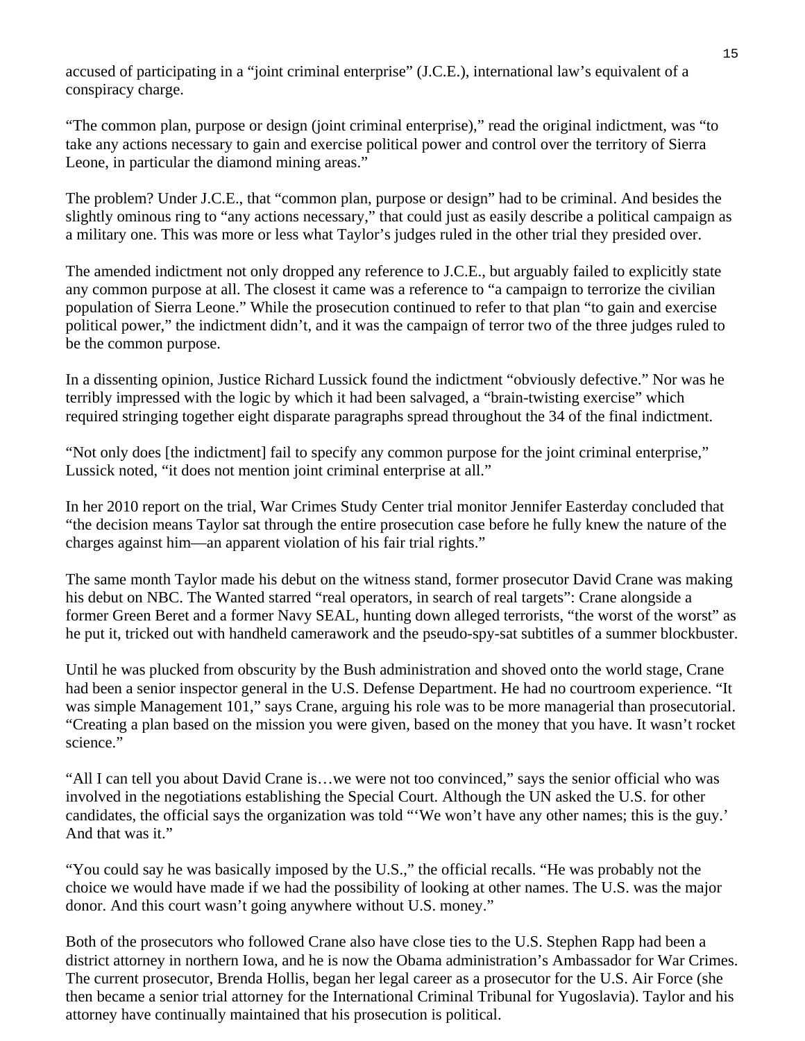accused of participating in a "joint criminal enterprise" (J.C.E.), international law's equivalent of a conspiracy charge.

"The common plan, purpose or design (joint criminal enterprise)," read the original indictment, was "to take any actions necessary to gain and exercise political power and control over the territory of Sierra Leone, in particular the diamond mining areas."

The problem? Under J.C.E., that "common plan, purpose or design" had to be criminal. And besides the slightly ominous ring to "any actions necessary," that could just as easily describe a political campaign as a military one. This was more or less what Taylor's judges ruled in the other trial they presided over.

The amended indictment not only dropped any reference to J.C.E., but arguably failed to explicitly state any common purpose at all. The closest it came was a reference to "a campaign to terrorize the civilian population of Sierra Leone." While the prosecution continued to refer to that plan "to gain and exercise political power," the indictment didn't, and it was the campaign of terror two of the three judges ruled to be the common purpose.

In a dissenting opinion, Justice Richard Lussick found the indictment "obviously defective." Nor was he terribly impressed with the logic by which it had been salvaged, a "brain-twisting exercise" which required stringing together eight disparate paragraphs spread throughout the 34 of the final indictment.

"Not only does [the indictment] fail to specify any common purpose for the joint criminal enterprise," Lussick noted, "it does not mention joint criminal enterprise at all."

In her 2010 report on the trial, War Crimes Study Center trial monitor Jennifer Easterday concluded that "the decision means Taylor sat through the entire prosecution case before he fully knew the nature of the charges against him—an apparent violation of his fair trial rights."

The same month Taylor made his debut on the witness stand, former prosecutor David Crane was making his debut on NBC. The Wanted starred "real operators, in search of real targets": Crane alongside a former Green Beret and a former Navy SEAL, hunting down alleged terrorists, "the worst of the worst" as he put it, tricked out with handheld camerawork and the pseudo-spy-sat subtitles of a summer blockbuster.

Until he was plucked from obscurity by the Bush administration and shoved onto the world stage, Crane had been a senior inspector general in the U.S. Defense Department. He had no courtroom experience. "It was simple Management 101," says Crane, arguing his role was to be more managerial than prosecutorial. "Creating a plan based on the mission you were given, based on the money that you have. It wasn't rocket science."

"All I can tell you about David Crane is…we were not too convinced," says the senior official who was involved in the negotiations establishing the Special Court. Although the UN asked the U.S. for other candidates, the official says the organization was told "'We won't have any other names; this is the guy.' And that was it."

"You could say he was basically imposed by the U.S.," the official recalls. "He was probably not the choice we would have made if we had the possibility of looking at other names. The U.S. was the major donor. And this court wasn't going anywhere without U.S. money."

Both of the prosecutors who followed Crane also have close ties to the U.S. Stephen Rapp had been a district attorney in northern Iowa, and he is now the Obama administration's Ambassador for War Crimes. The current prosecutor, Brenda Hollis, began her legal career as a prosecutor for the U.S. Air Force (she then became a senior trial attorney for the International Criminal Tribunal for Yugoslavia). Taylor and his attorney have continually maintained that his prosecution is political.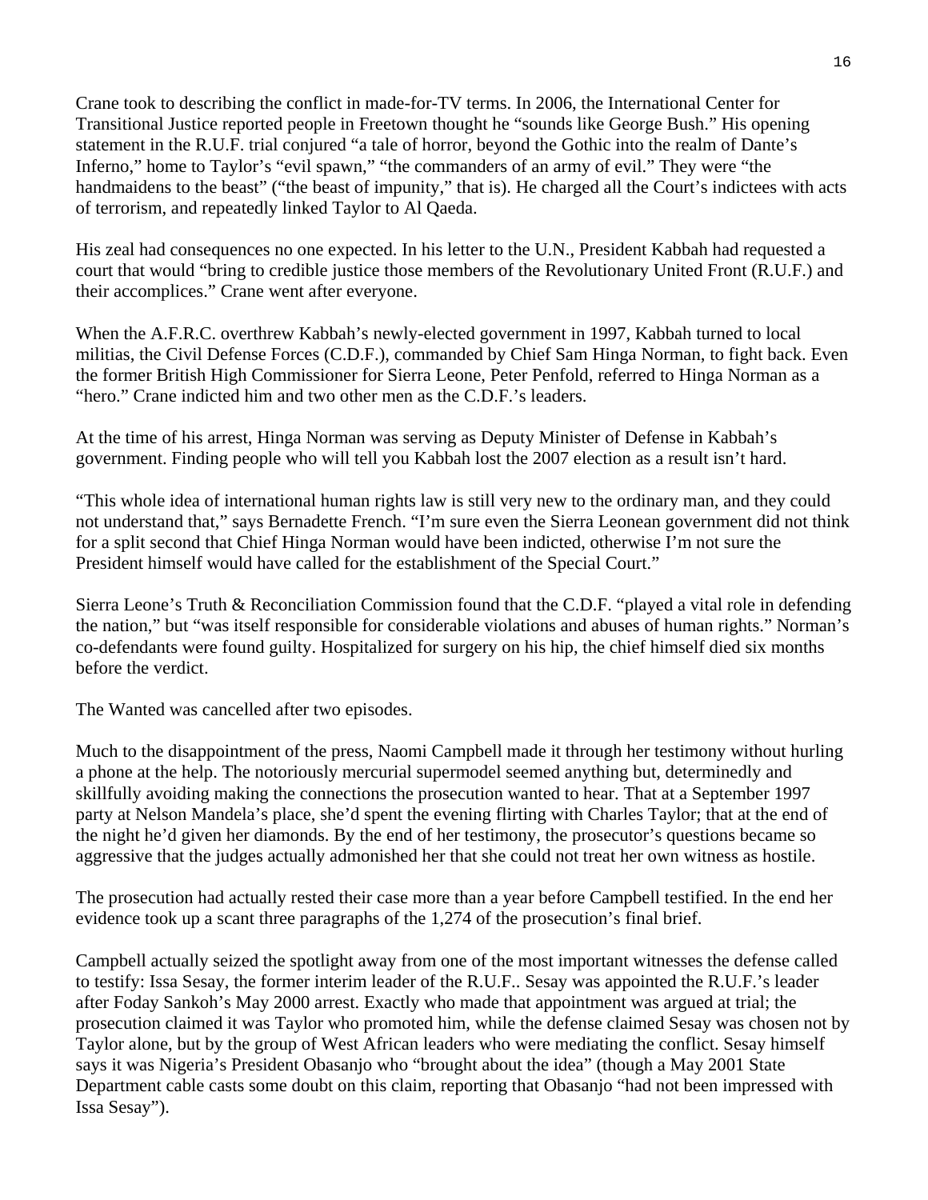Crane took to describing the conflict in made-for-TV terms. In 2006, the International Center for Transitional Justice reported people in Freetown thought he "sounds like George Bush." His opening statement in the R.U.F. trial conjured "a tale of horror, beyond the Gothic into the realm of Dante's Inferno," home to Taylor's "evil spawn," "the commanders of an army of evil." They were "the handmaidens to the beast" ("the beast of impunity," that is). He charged all the Court's indictees with acts of terrorism, and repeatedly linked Taylor to Al Qaeda.

His zeal had consequences no one expected. In his letter to the U.N., President Kabbah had requested a court that would "bring to credible justice those members of the Revolutionary United Front (R.U.F.) and their accomplices." Crane went after everyone.

When the A.F.R.C. overthrew Kabbah's newly-elected government in 1997, Kabbah turned to local militias, the Civil Defense Forces (C.D.F.), commanded by Chief Sam Hinga Norman, to fight back. Even the former British High Commissioner for Sierra Leone, Peter Penfold, referred to Hinga Norman as a "hero." Crane indicted him and two other men as the C.D.F.'s leaders.

At the time of his arrest, Hinga Norman was serving as Deputy Minister of Defense in Kabbah's government. Finding people who will tell you Kabbah lost the 2007 election as a result isn't hard.

"This whole idea of international human rights law is still very new to the ordinary man, and they could not understand that," says Bernadette French. "I'm sure even the Sierra Leonean government did not think for a split second that Chief Hinga Norman would have been indicted, otherwise I'm not sure the President himself would have called for the establishment of the Special Court."

Sierra Leone's Truth & Reconciliation Commission found that the C.D.F. "played a vital role in defending the nation," but "was itself responsible for considerable violations and abuses of human rights." Norman's co-defendants were found guilty. Hospitalized for surgery on his hip, the chief himself died six months before the verdict.

The Wanted was cancelled after two episodes.

Much to the disappointment of the press, Naomi Campbell made it through her testimony without hurling a phone at the help. The notoriously mercurial supermodel seemed anything but, determinedly and skillfully avoiding making the connections the prosecution wanted to hear. That at a September 1997 party at Nelson Mandela's place, she'd spent the evening flirting with Charles Taylor; that at the end of the night he'd given her diamonds. By the end of her testimony, the prosecutor's questions became so aggressive that the judges actually admonished her that she could not treat her own witness as hostile.

The prosecution had actually rested their case more than a year before Campbell testified. In the end her evidence took up a scant three paragraphs of the 1,274 of the prosecution's final brief.

Campbell actually seized the spotlight away from one of the most important witnesses the defense called to testify: Issa Sesay, the former interim leader of the R.U.F.. Sesay was appointed the R.U.F.'s leader after Foday Sankoh's May 2000 arrest. Exactly who made that appointment was argued at trial; the prosecution claimed it was Taylor who promoted him, while the defense claimed Sesay was chosen not by Taylor alone, but by the group of West African leaders who were mediating the conflict. Sesay himself says it was Nigeria's President Obasanjo who "brought about the idea" (though a May 2001 State Department cable casts some doubt on this claim, reporting that Obasanjo "had not been impressed with Issa Sesay").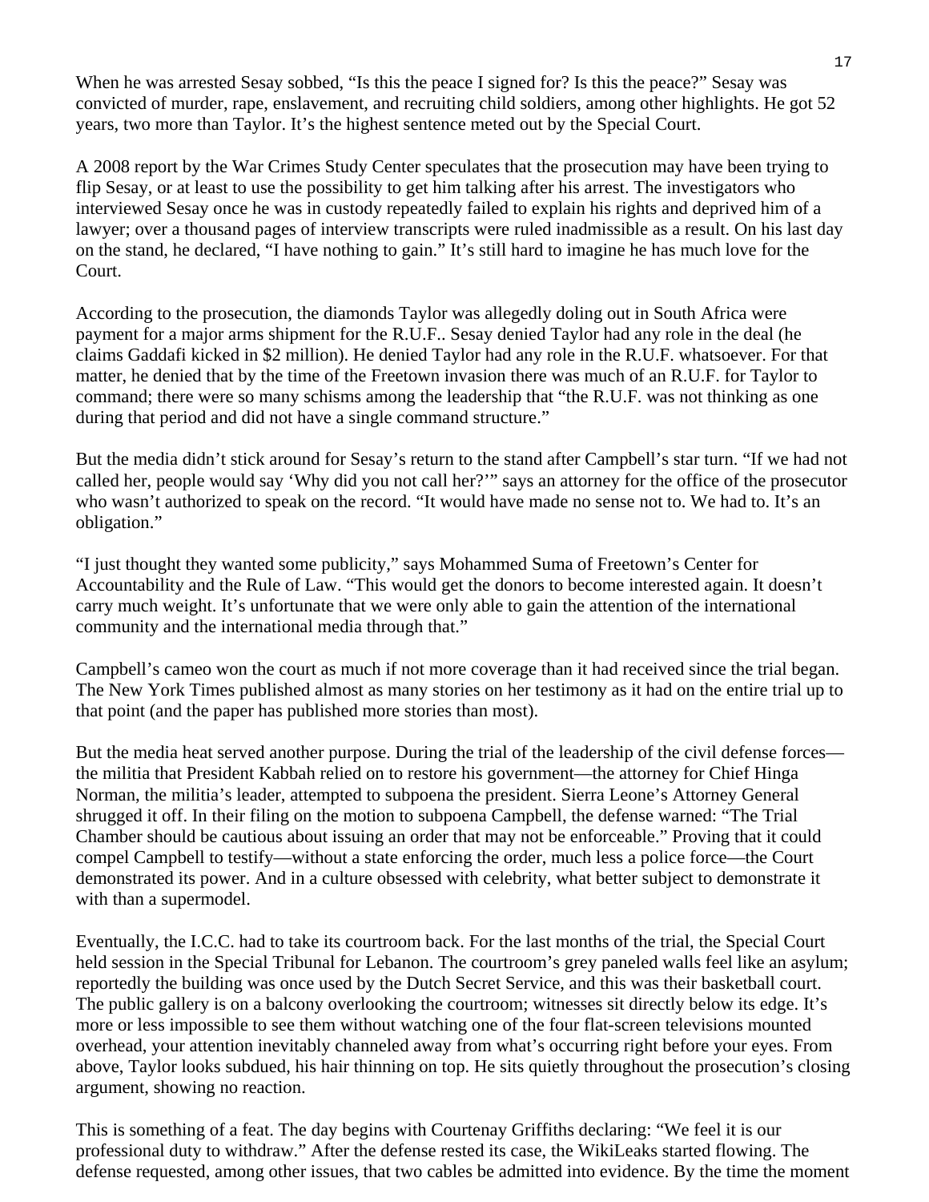When he was arrested Sesay sobbed, "Is this the peace I signed for? Is this the peace?" Sesay was convicted of murder, rape, enslavement, and recruiting child soldiers, among other highlights. He got 52 years, two more than Taylor. It's the highest sentence meted out by the Special Court.

A 2008 report by the War Crimes Study Center speculates that the prosecution may have been trying to flip Sesay, or at least to use the possibility to get him talking after his arrest. The investigators who interviewed Sesay once he was in custody repeatedly failed to explain his rights and deprived him of a lawyer; over a thousand pages of interview transcripts were ruled inadmissible as a result. On his last day on the stand, he declared, "I have nothing to gain." It's still hard to imagine he has much love for the Court.

According to the prosecution, the diamonds Taylor was allegedly doling out in South Africa were payment for a major arms shipment for the R.U.F.. Sesay denied Taylor had any role in the deal (he claims Gaddafi kicked in $2 million). He denied Taylor had any role in the R.U.F. whatsoever. For that matter, he denied that by the time of the Freetown invasion there was much of an R.U.F. for Taylor to command; there were so many schisms among the leadership that "the R.U.F. was not thinking as one during that period and did not have a single command structure."

But the media didn't stick around for Sesay's return to the stand after Campbell's star turn. "If we had not called her, people would say 'Why did you not call her?'" says an attorney for the office of the prosecutor who wasn't authorized to speak on the record. "It would have made no sense not to. We had to. It's an obligation."

"I just thought they wanted some publicity," says Mohammed Suma of Freetown's Center for Accountability and the Rule of Law. "This would get the donors to become interested again. It doesn't carry much weight. It's unfortunate that we were only able to gain the attention of the international community and the international media through that."

Campbell's cameo won the court as much if not more coverage than it had received since the trial began. The New York Times published almost as many stories on her testimony as it had on the entire trial up to that point (and the paper has published more stories than most).

But the media heat served another purpose. During the trial of the leadership of the civil defense forces—the militia that President Kabbah relied on to restore his government—the attorney for Chief Hinga Norman, the militia's leader, attempted to subpoena the president. Sierra Leone's Attorney General shrugged it off. In their filing on the motion to subpoena Campbell, the defense warned: "The Trial Chamber should be cautious about issuing an order that may not be enforceable." Proving that it could compel Campbell to testify—without a state enforcing the order, much less a police force—the Court demonstrated its power. And in a culture obsessed with celebrity, what better subject to demonstrate it with than a supermodel.

Eventually, the I.C.C. had to take its courtroom back. For the last months of the trial, the Special Court held session in the Special Tribunal for Lebanon. The courtroom's grey paneled walls feel like an asylum; reportedly the building was once used by the Dutch Secret Service, and this was their basketball court. The public gallery is on a balcony overlooking the courtroom; witnesses sit directly below its edge. It's more or less impossible to see them without watching one of the four flat-screen televisions mounted overhead, your attention inevitably channeled away from what's occurring right before your eyes. From above, Taylor looks subdued, his hair thinning on top. He sits quietly throughout the prosecution's closing argument, showing no reaction.

This is something of a feat. The day begins with Courtenay Griffiths declaring: "We feel it is our professional duty to withdraw." After the defense rested its case, the WikiLeaks started flowing. The defense requested, among other issues, that two cables be admitted into evidence. By the time the moment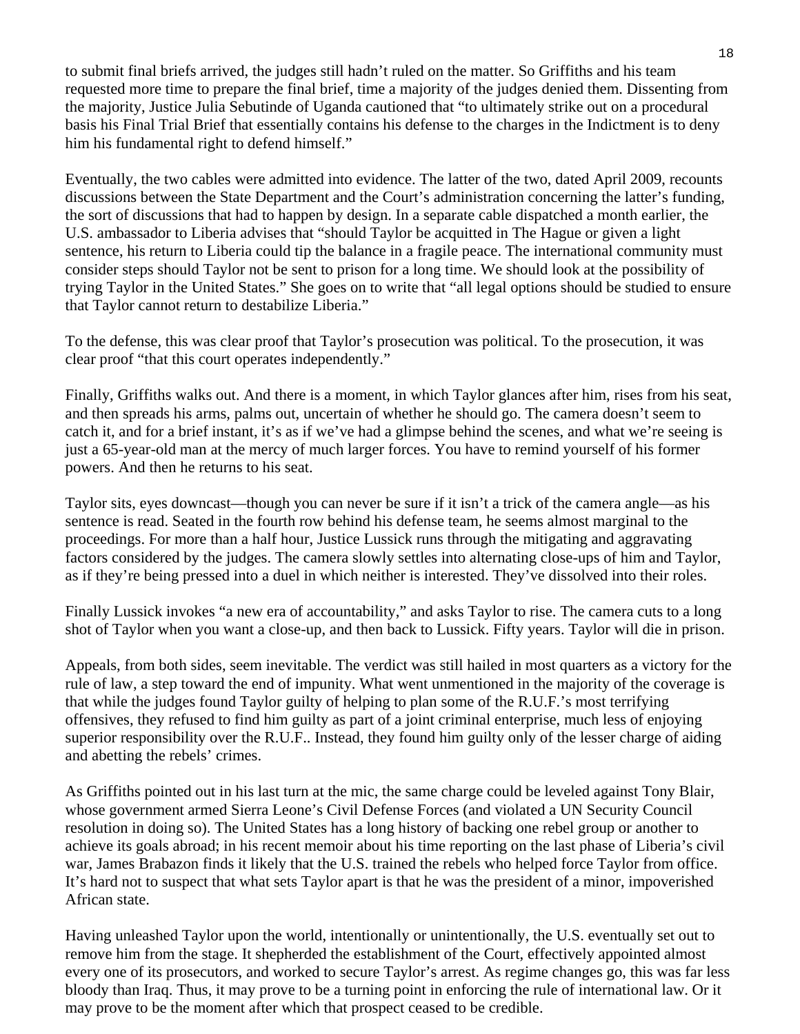to submit final briefs arrived, the judges still hadn't ruled on the matter. So Griffiths and his team requested more time to prepare the final brief, time a majority of the judges denied them. Dissenting from the majority, Justice Julia Sebutinde of Uganda cautioned that "to ultimately strike out on a procedural basis his Final Trial Brief that essentially contains his defense to the charges in the Indictment is to deny him his fundamental right to defend himself."

Eventually, the two cables were admitted into evidence. The latter of the two, dated April 2009, recounts discussions between the State Department and the Court's administration concerning the latter's funding, the sort of discussions that had to happen by design. In a separate cable dispatched a month earlier, the U.S. ambassador to Liberia advises that "should Taylor be acquitted in The Hague or given a light sentence, his return to Liberia could tip the balance in a fragile peace. The international community must consider steps should Taylor not be sent to prison for a long time. We should look at the possibility of trying Taylor in the United States." She goes on to write that "all legal options should be studied to ensure that Taylor cannot return to destabilize Liberia."

To the defense, this was clear proof that Taylor's prosecution was political. To the prosecution, it was clear proof "that this court operates independently."

Finally, Griffiths walks out. And there is a moment, in which Taylor glances after him, rises from his seat, and then spreads his arms, palms out, uncertain of whether he should go. The camera doesn't seem to catch it, and for a brief instant, it's as if we've had a glimpse behind the scenes, and what we're seeing is just a 65-year-old man at the mercy of much larger forces. You have to remind yourself of his former powers. And then he returns to his seat.

Taylor sits, eyes downcast—though you can never be sure if it isn't a trick of the camera angle—as his sentence is read. Seated in the fourth row behind his defense team, he seems almost marginal to the proceedings. For more than a half hour, Justice Lussick runs through the mitigating and aggravating factors considered by the judges. The camera slowly settles into alternating close-ups of him and Taylor, as if they're being pressed into a duel in which neither is interested. They've dissolved into their roles.

Finally Lussick invokes "a new era of accountability," and asks Taylor to rise. The camera cuts to a long shot of Taylor when you want a close-up, and then back to Lussick. Fifty years. Taylor will die in prison.

Appeals, from both sides, seem inevitable. The verdict was still hailed in most quarters as a victory for the rule of law, a step toward the end of impunity. What went unmentioned in the majority of the coverage is that while the judges found Taylor guilty of helping to plan some of the R.U.F.'s most terrifying offensives, they refused to find him guilty as part of a joint criminal enterprise, much less of enjoying superior responsibility over the R.U.F.. Instead, they found him guilty only of the lesser charge of aiding and abetting the rebels' crimes.

As Griffiths pointed out in his last turn at the mic, the same charge could be leveled against Tony Blair, whose government armed Sierra Leone's Civil Defense Forces (and violated a UN Security Council resolution in doing so). The United States has a long history of backing one rebel group or another to achieve its goals abroad; in his recent memoir about his time reporting on the last phase of Liberia's civil war, James Brabazon finds it likely that the U.S. trained the rebels who helped force Taylor from office. It's hard not to suspect that what sets Taylor apart is that he was the president of a minor, impoverished African state.

Having unleashed Taylor upon the world, intentionally or unintentionally, the U.S. eventually set out to remove him from the stage. It shepherded the establishment of the Court, effectively appointed almost every one of its prosecutors, and worked to secure Taylor's arrest. As regime changes go, this was far less bloody than Iraq. Thus, it may prove to be a turning point in enforcing the rule of international law. Or it may prove to be the moment after which that prospect ceased to be credible.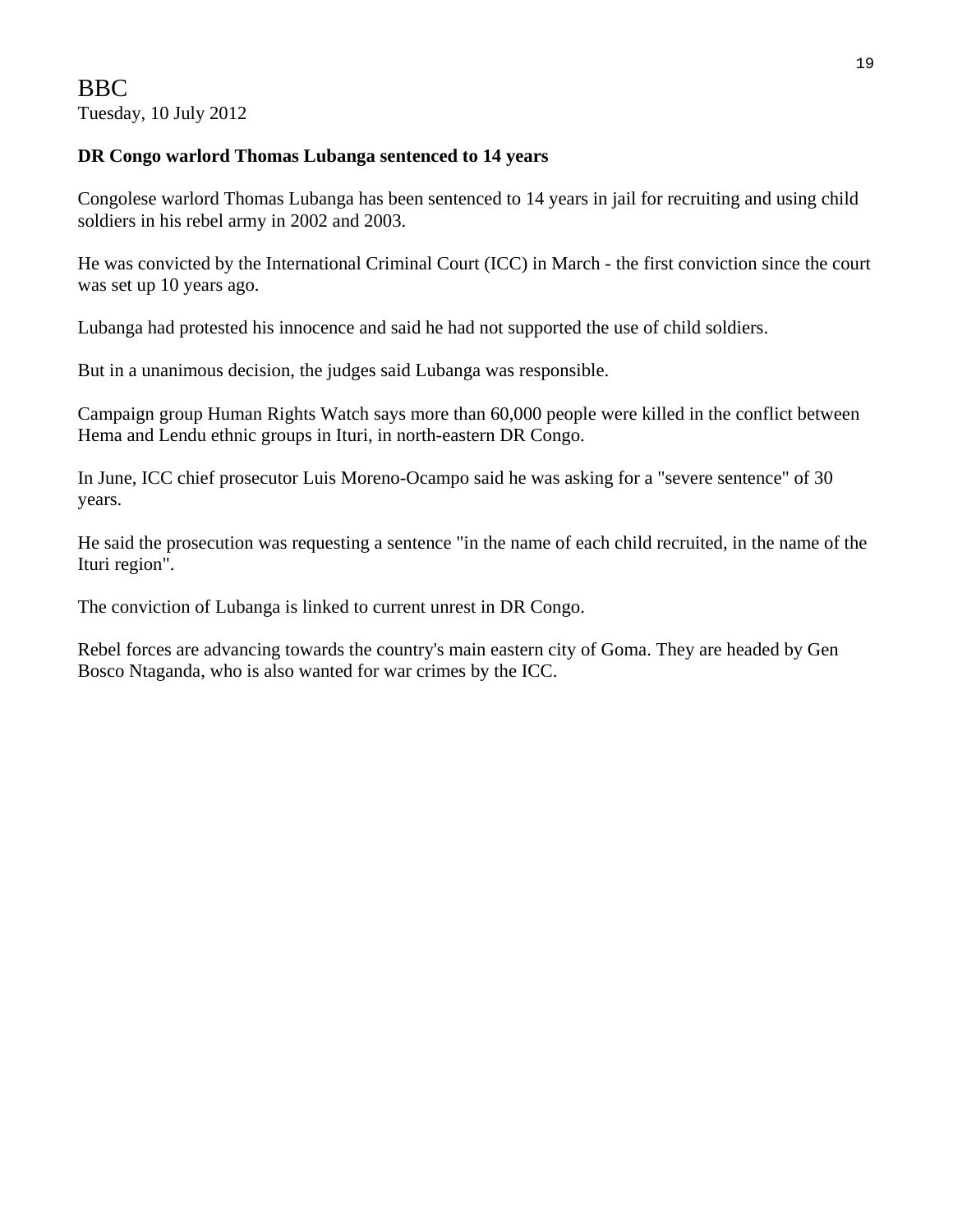BBC
Tuesday, 10 July 2012

**DR Congo warlord Thomas Lubanga sentenced to 14 years**

Congolese warlord Thomas Lubanga has been sentenced to 14 years in jail for recruiting and using child soldiers in his rebel army in 2002 and 2003.

He was convicted by the International Criminal Court (ICC) in March - the first conviction since the court was set up 10 years ago.

Lubanga had protested his innocence and said he had not supported the use of child soldiers.

But in a unanimous decision, the judges said Lubanga was responsible.

Campaign group Human Rights Watch says more than 60,000 people were killed in the conflict between Hema and Lendu ethnic groups in Ituri, in north-eastern DR Congo.

In June, ICC chief prosecutor Luis Moreno-Ocampo said he was asking for a "severe sentence" of 30 years.

He said the prosecution was requesting a sentence "in the name of each child recruited, in the name of the Ituri region".

The conviction of Lubanga is linked to current unrest in DR Congo.

Rebel forces are advancing towards the country's main eastern city of Goma. They are headed by Gen Bosco Ntaganda, who is also wanted for war crimes by the ICC.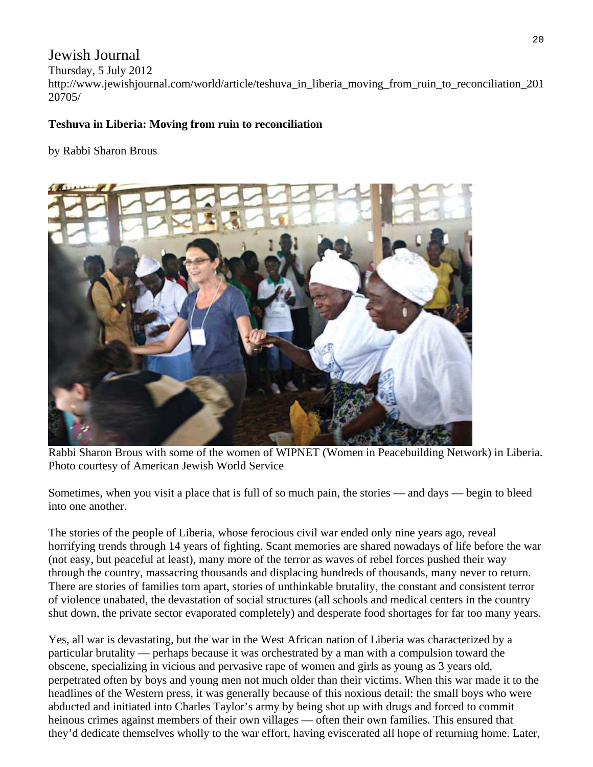Jewish Journal

Thursday, 5 July 2012

http://www.jewishjournal.com/world/article/teshuva_in_liberia_moving_from_ruin_to_reconciliation_20120705/

**Teshuva in Liberia: Moving from ruin to reconciliation**

by Rabbi Sharon Brous

Rabbi Sharon Brous with some of the women of WIPNET (Women in Peacebuilding Network) in Liberia. Photo courtesy of American Jewish World Service

Sometimes, when you visit a place that is full of so much pain, the stories — and days — begin to bleed into one another.

The stories of the people of Liberia, whose ferocious civil war ended only nine years ago, reveal horrifying trends through 14 years of fighting. Scant memories are shared nowadays of life before the war (not easy, but peaceful at least), many more of the terror as waves of rebel forces pushed their way through the country, massacring thousands and displacing hundreds of thousands, many never to return. There are stories of families torn apart, stories of unthinkable brutality, the constant and consistent terror of violence unabated, the devastation of social structures (all schools and medical centers in the country shut down, the private sector evaporated completely) and desperate food shortages for far too many years.

Yes, all war is devastating, but the war in the West African nation of Liberia was characterized by a particular brutality — perhaps because it was orchestrated by a man with a compulsion toward the obscene, specializing in vicious and pervasive rape of women and girls as young as 3 years old, perpetrated often by boys and young men not much older than their victims. When this war made it to the headlines of the Western press, it was generally because of this noxious detail: the small boys who were abducted and initiated into Charles Taylor's army by being shot up with drugs and forced to commit heinous crimes against members of their own villages — often their own families. This ensured that they'd dedicate themselves wholly to the war effort, having eviscerated all hope of returning home. Later,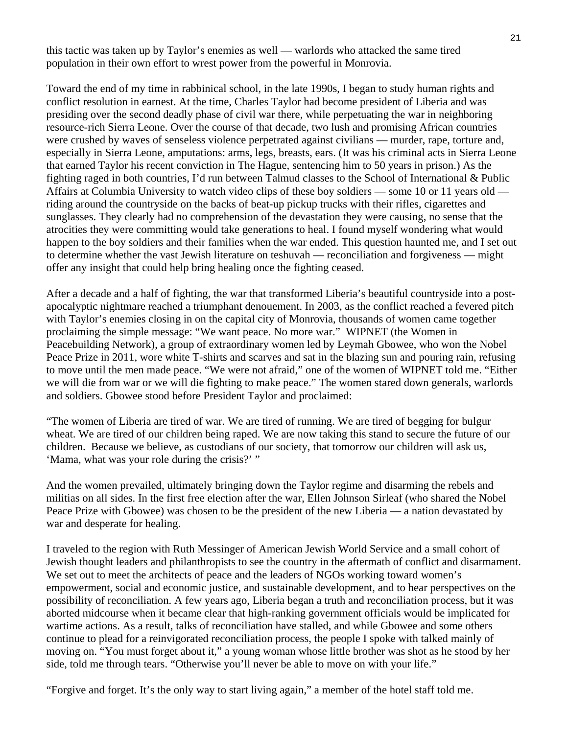this tactic was taken up by Taylor's enemies as well — warlords who attacked the same tired population in their own effort to wrest power from the powerful in Monrovia.

Toward the end of my time in rabbinical school, in the late 1990s, I began to study human rights and conflict resolution in earnest. At the time, Charles Taylor had become president of Liberia and was presiding over the second deadly phase of civil war there, while perpetuating the war in neighboring resource-rich Sierra Leone. Over the course of that decade, two lush and promising African countries were crushed by waves of senseless violence perpetrated against civilians — murder, rape, torture and, especially in Sierra Leone, amputations: arms, legs, breasts, ears. (It was his criminal acts in Sierra Leone that earned Taylor his recent conviction in The Hague, sentencing him to 50 years in prison.) As the fighting raged in both countries, I'd run between Talmud classes to the School of International & Public Affairs at Columbia University to watch video clips of these boy soldiers — some 10 or 11 years old — riding around the countryside on the backs of beat-up pickup trucks with their rifles, cigarettes and sunglasses. They clearly had no comprehension of the devastation they were causing, no sense that the atrocities they were committing would take generations to heal. I found myself wondering what would happen to the boy soldiers and their families when the war ended. This question haunted me, and I set out to determine whether the vast Jewish literature on teshuvah — reconciliation and forgiveness — might offer any insight that could help bring healing once the fighting ceased.

After a decade and a half of fighting, the war that transformed Liberia's beautiful countryside into a post-apocalyptic nightmare reached a triumphant denouement. In 2003, as the conflict reached a fevered pitch with Taylor's enemies closing in on the capital city of Monrovia, thousands of women came together proclaiming the simple message: "We want peace. No more war." WIPNET (the Women in Peacebuilding Network), a group of extraordinary women led by Leymah Gbowee, who won the Nobel Peace Prize in 2011, wore white T-shirts and scarves and sat in the blazing sun and pouring rain, refusing to move until the men made peace. "We were not afraid," one of the women of WIPNET told me. "Either we will die from war or we will die fighting to make peace." The women stared down generals, warlords and soldiers. Gbowee stood before President Taylor and proclaimed:

"The women of Liberia are tired of war. We are tired of running. We are tired of begging for bulgur wheat. We are tired of our children being raped. We are now taking this stand to secure the future of our children. Because we believe, as custodians of our society, that tomorrow our children will ask us, 'Mama, what was your role during the crisis?' "

And the women prevailed, ultimately bringing down the Taylor regime and disarming the rebels and militias on all sides. In the first free election after the war, Ellen Johnson Sirleaf (who shared the Nobel Peace Prize with Gbowee) was chosen to be the president of the new Liberia — a nation devastated by war and desperate for healing.

I traveled to the region with Ruth Messinger of American Jewish World Service and a small cohort of Jewish thought leaders and philanthropists to see the country in the aftermath of conflict and disarmament. We set out to meet the architects of peace and the leaders of NGOs working toward women's empowerment, social and economic justice, and sustainable development, and to hear perspectives on the possibility of reconciliation. A few years ago, Liberia began a truth and reconciliation process, but it was aborted midcourse when it became clear that high-ranking government officials would be implicated for wartime actions. As a result, talks of reconciliation have stalled, and while Gbowee and some others continue to plead for a reinvigorated reconciliation process, the people I spoke with talked mainly of moving on. "You must forget about it," a young woman whose little brother was shot as he stood by her side, told me through tears. "Otherwise you'll never be able to move on with your life."

"Forgive and forget. It's the only way to start living again," a member of the hotel staff told me.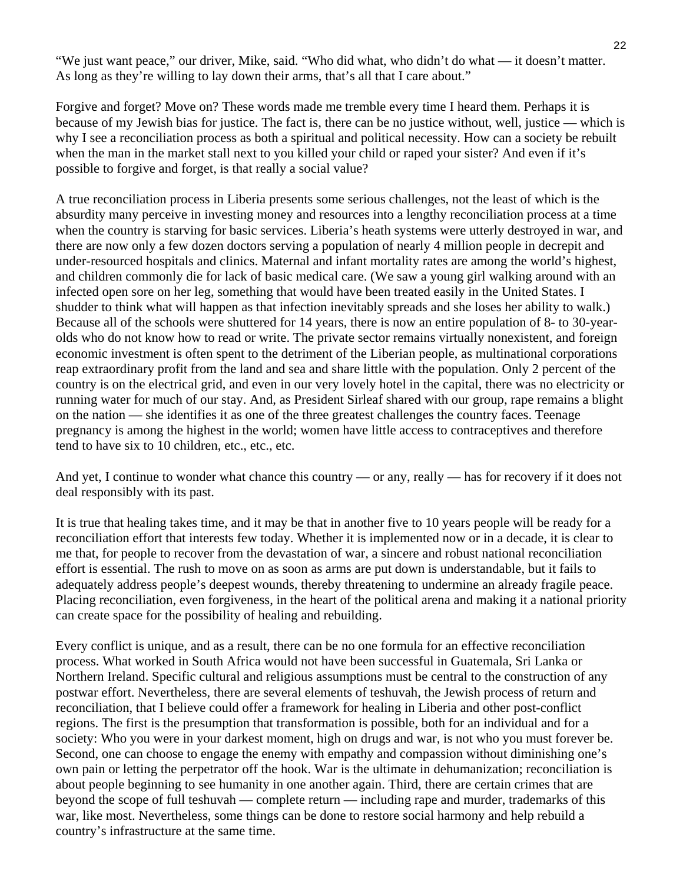"We just want peace," our driver, Mike, said. "Who did what, who didn't do what — it doesn't matter. As long as they're willing to lay down their arms, that's all that I care about."

Forgive and forget? Move on? These words made me tremble every time I heard them. Perhaps it is because of my Jewish bias for justice. The fact is, there can be no justice without, well, justice — which is why I see a reconciliation process as both a spiritual and political necessity. How can a society be rebuilt when the man in the market stall next to you killed your child or raped your sister? And even if it's possible to forgive and forget, is that really a social value?

A true reconciliation process in Liberia presents some serious challenges, not the least of which is the absurdity many perceive in investing money and resources into a lengthy reconciliation process at a time when the country is starving for basic services. Liberia's heath systems were utterly destroyed in war, and there are now only a few dozen doctors serving a population of nearly 4 million people in decrepit and under-resourced hospitals and clinics. Maternal and infant mortality rates are among the world's highest, and children commonly die for lack of basic medical care. (We saw a young girl walking around with an infected open sore on her leg, something that would have been treated easily in the United States. I shudder to think what will happen as that infection inevitably spreads and she loses her ability to walk.) Because all of the schools were shuttered for 14 years, there is now an entire population of 8- to 30-year-olds who do not know how to read or write. The private sector remains virtually nonexistent, and foreign economic investment is often spent to the detriment of the Liberian people, as multinational corporations reap extraordinary profit from the land and sea and share little with the population. Only 2 percent of the country is on the electrical grid, and even in our very lovely hotel in the capital, there was no electricity or running water for much of our stay. And, as President Sirleaf shared with our group, rape remains a blight on the nation — she identifies it as one of the three greatest challenges the country faces. Teenage pregnancy is among the highest in the world; women have little access to contraceptives and therefore tend to have six to 10 children, etc., etc., etc.

And yet, I continue to wonder what chance this country — or any, really — has for recovery if it does not deal responsibly with its past.

It is true that healing takes time, and it may be that in another five to 10 years people will be ready for a reconciliation effort that interests few today. Whether it is implemented now or in a decade, it is clear to me that, for people to recover from the devastation of war, a sincere and robust national reconciliation effort is essential. The rush to move on as soon as arms are put down is understandable, but it fails to adequately address people's deepest wounds, thereby threatening to undermine an already fragile peace. Placing reconciliation, even forgiveness, in the heart of the political arena and making it a national priority can create space for the possibility of healing and rebuilding.

Every conflict is unique, and as a result, there can be no one formula for an effective reconciliation process. What worked in South Africa would not have been successful in Guatemala, Sri Lanka or Northern Ireland. Specific cultural and religious assumptions must be central to the construction of any postwar effort. Nevertheless, there are several elements of teshuvah, the Jewish process of return and reconciliation, that I believe could offer a framework for healing in Liberia and other post-conflict regions. The first is the presumption that transformation is possible, both for an individual and for a society: Who you were in your darkest moment, high on drugs and war, is not who you must forever be. Second, one can choose to engage the enemy with empathy and compassion without diminishing one's own pain or letting the perpetrator off the hook. War is the ultimate in dehumanization; reconciliation is about people beginning to see humanity in one another again. Third, there are certain crimes that are beyond the scope of full teshuvah — complete return — including rape and murder, trademarks of this war, like most. Nevertheless, some things can be done to restore social harmony and help rebuild a country's infrastructure at the same time.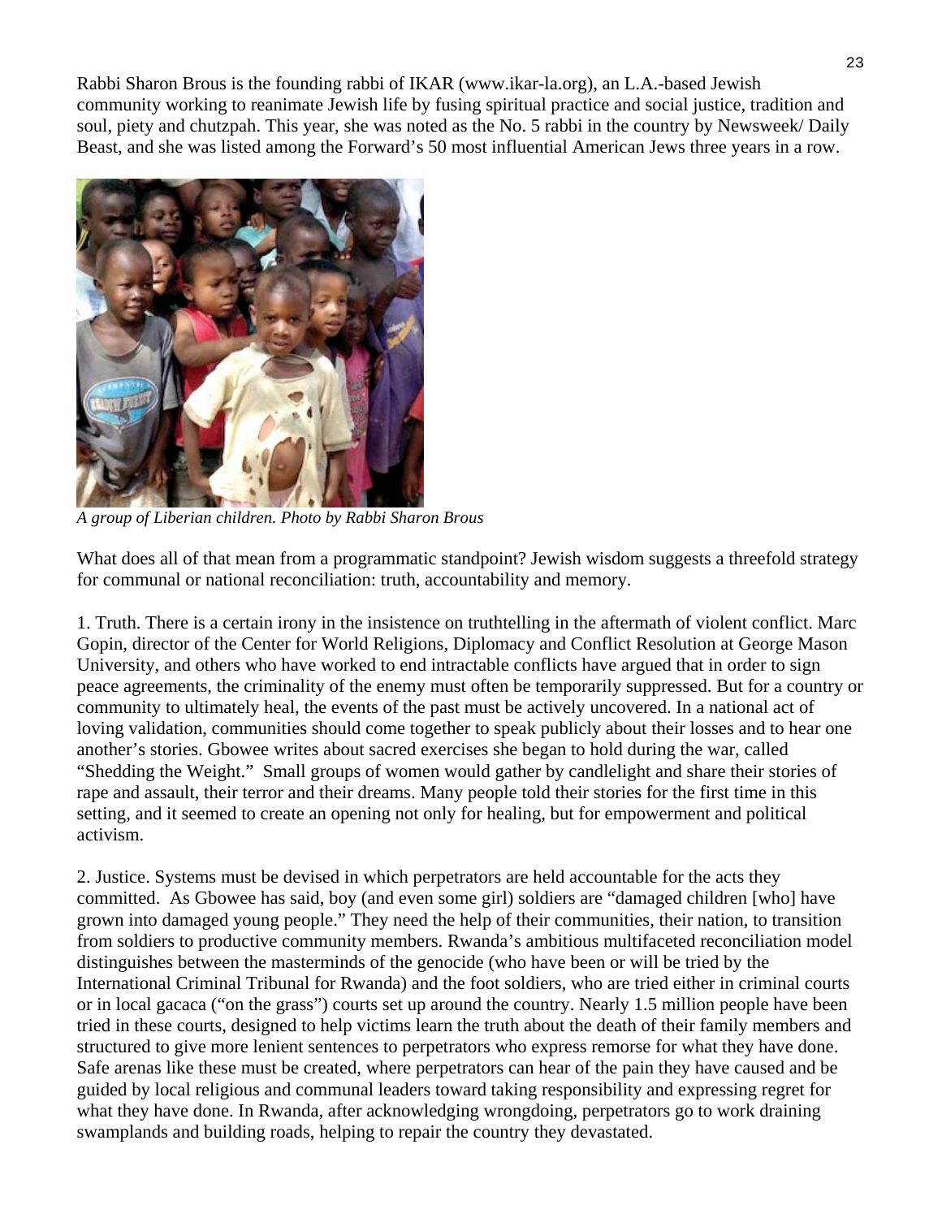Rabbi Sharon Brous is the founding rabbi of IKAR (www.ikar-la.org), an L.A.-based Jewish community working to reanimate Jewish life by fusing spiritual practice and social justice, tradition and soul, piety and chutzpah. This year, she was noted as the No. 5 rabbi in the country by Newsweek/ Daily Beast, and she was listed among the Forward's 50 most influential American Jews three years in a row.

*A group of Liberian children. Photo by Rabbi Sharon Brous*

What does all of that mean from a programmatic standpoint? Jewish wisdom suggests a threefold strategy for communal or national reconciliation: truth, accountability and memory.

1. Truth. There is a certain irony in the insistence on truthtelling in the aftermath of violent conflict. Marc Gopin, director of the Center for World Religions, Diplomacy and Conflict Resolution at George Mason University, and others who have worked to end intractable conflicts have argued that in order to sign peace agreements, the criminality of the enemy must often be temporarily suppressed. But for a country or community to ultimately heal, the events of the past must be actively uncovered. In a national act of loving validation, communities should come together to speak publicly about their losses and to hear one another's stories. Gbowee writes about sacred exercises she began to hold during the war, called "Shedding the Weight." Small groups of women would gather by candlelight and share their stories of rape and assault, their terror and their dreams. Many people told their stories for the first time in this setting, and it seemed to create an opening not only for healing, but for empowerment and political activism.

2. Justice. Systems must be devised in which perpetrators are held accountable for the acts they committed. As Gbowee has said, boy (and even some girl) soldiers are "damaged children [who] have grown into damaged young people." They need the help of their communities, their nation, to transition from soldiers to productive community members. Rwanda's ambitious multifaceted reconciliation model distinguishes between the masterminds of the genocide (who have been or will be tried by the International Criminal Tribunal for Rwanda) and the foot soldiers, who are tried either in criminal courts or in local gacaca ("on the grass") courts set up around the country. Nearly 1.5 million people have been tried in these courts, designed to help victims learn the truth about the death of their family members and structured to give more lenient sentences to perpetrators who express remorse for what they have done. Safe arenas like these must be created, where perpetrators can hear of the pain they have caused and be guided by local religious and communal leaders toward taking responsibility and expressing regret for what they have done. In Rwanda, after acknowledging wrongdoing, perpetrators go to work draining swamplands and building roads, helping to repair the country they devastated.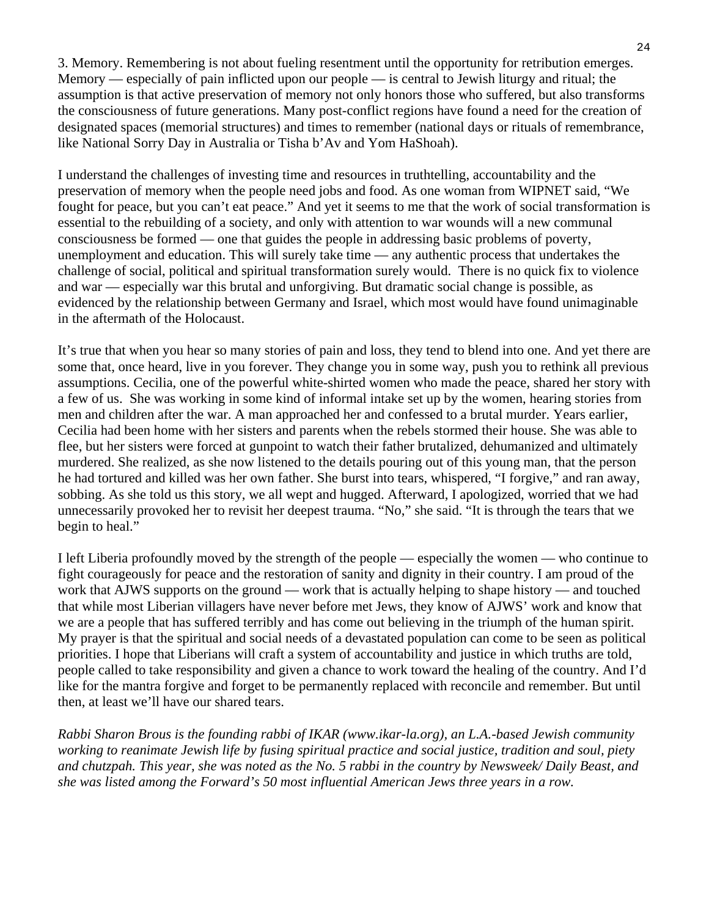3. Memory. Remembering is not about fueling resentment until the opportunity for retribution emerges. Memory — especially of pain inflicted upon our people — is central to Jewish liturgy and ritual; the assumption is that active preservation of memory not only honors those who suffered, but also transforms the consciousness of future generations. Many post-conflict regions have found a need for the creation of designated spaces (memorial structures) and times to remember (national days or rituals of remembrance, like National Sorry Day in Australia or Tisha b'Av and Yom HaShoah).

I understand the challenges of investing time and resources in truthtelling, accountability and the preservation of memory when the people need jobs and food. As one woman from WIPNET said, "We fought for peace, but you can't eat peace." And yet it seems to me that the work of social transformation is essential to the rebuilding of a society, and only with attention to war wounds will a new communal consciousness be formed — one that guides the people in addressing basic problems of poverty, unemployment and education. This will surely take time — any authentic process that undertakes the challenge of social, political and spiritual transformation surely would. There is no quick fix to violence and war — especially war this brutal and unforgiving. But dramatic social change is possible, as evidenced by the relationship between Germany and Israel, which most would have found unimaginable in the aftermath of the Holocaust.

It's true that when you hear so many stories of pain and loss, they tend to blend into one. And yet there are some that, once heard, live in you forever. They change you in some way, push you to rethink all previous assumptions. Cecilia, one of the powerful white-shirted women who made the peace, shared her story with a few of us. She was working in some kind of informal intake set up by the women, hearing stories from men and children after the war. A man approached her and confessed to a brutal murder. Years earlier, Cecilia had been home with her sisters and parents when the rebels stormed their house. She was able to flee, but her sisters were forced at gunpoint to watch their father brutalized, dehumanized and ultimately murdered. She realized, as she now listened to the details pouring out of this young man, that the person he had tortured and killed was her own father. She burst into tears, whispered, "I forgive," and ran away, sobbing. As she told us this story, we all wept and hugged. Afterward, I apologized, worried that we had unnecessarily provoked her to revisit her deepest trauma. "No," she said. "It is through the tears that we begin to heal."

I left Liberia profoundly moved by the strength of the people — especially the women — who continue to fight courageously for peace and the restoration of sanity and dignity in their country. I am proud of the work that AJWS supports on the ground — work that is actually helping to shape history — and touched that while most Liberian villagers have never before met Jews, they know of AJWS' work and know that we are a people that has suffered terribly and has come out believing in the triumph of the human spirit. My prayer is that the spiritual and social needs of a devastated population can come to be seen as political priorities. I hope that Liberians will craft a system of accountability and justice in which truths are told, people called to take responsibility and given a chance to work toward the healing of the country. And I'd like for the mantra forgive and forget to be permanently replaced with reconcile and remember. But until then, at least we'll have our shared tears.

*Rabbi Sharon Brous is the founding rabbi of IKAR (www.ikar-la.org), an L.A.-based Jewish community working to reanimate Jewish life by fusing spiritual practice and social justice, tradition and soul, piety and chutzpah. This year, she was noted as the No. 5 rabbi in the country by Newsweek/ Daily Beast, and she was listed among the Forward's 50 most influential American Jews three years in a row.*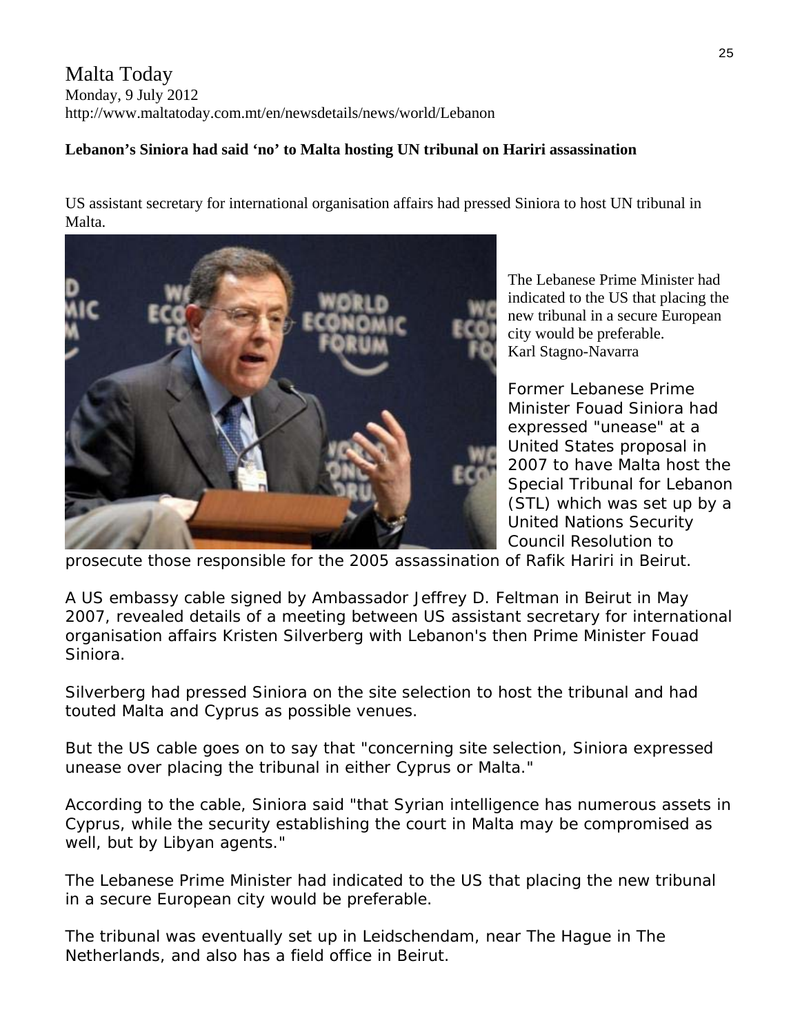# Malta Today

Monday, 9 July 2012
http://www.maltatoday.com.mt/en/newsdetails/news/world/Lebanon

**Lebanon's Siniora had said 'no' to Malta hosting UN tribunal on Hariri assassination**

US assistant secretary for international organisation affairs had pressed Siniora to host UN tribunal in Malta.

The Lebanese Prime Minister had indicated to the US that placing the new tribunal in a secure European city would be preferable.
Karl Stagno-Navarra

Former Lebanese Prime Minister Fouad Siniora had expressed "unease" at a United States proposal in 2007 to have Malta host the Special Tribunal for Lebanon (STL) which was set up by a United Nations Security Council Resolution to prosecute those responsible for the 2005 assassination of Rafik Hariri in Beirut.

A US embassy cable signed by Ambassador Jeffrey D. Feltman in Beirut in May 2007, revealed details of a meeting between US assistant secretary for international organisation affairs Kristen Silverberg with Lebanon's then Prime Minister Fouad Siniora.

Silverberg had pressed Siniora on the site selection to host the tribunal and had touted Malta and Cyprus as possible venues.

But the US cable goes on to say that "concerning site selection, Siniora expressed unease over placing the tribunal in either Cyprus or Malta."

According to the cable, Siniora said "that Syrian intelligence has numerous assets in Cyprus, while the security establishing the court in Malta may be compromised as well, but by Libyan agents."

The Lebanese Prime Minister had indicated to the US that placing the new tribunal in a secure European city would be preferable.

The tribunal was eventually set up in Leidschendam, near The Hague in The Netherlands, and also has a field office in Beirut.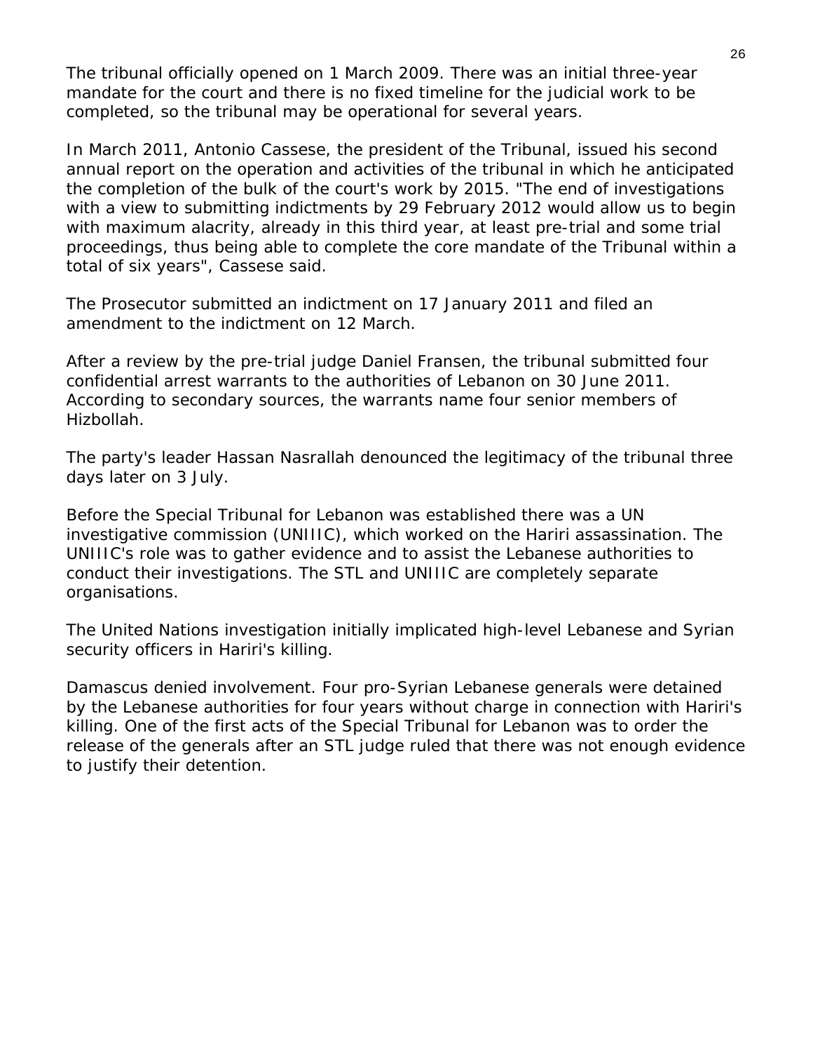The tribunal officially opened on 1 March 2009. There was an initial three-year mandate for the court and there is no fixed timeline for the judicial work to be completed, so the tribunal may be operational for several years.

In March 2011, Antonio Cassese, the president of the Tribunal, issued his second annual report on the operation and activities of the tribunal in which he anticipated the completion of the bulk of the court's work by 2015. "The end of investigations with a view to submitting indictments by 29 February 2012 would allow us to begin with maximum alacrity, already in this third year, at least pre-trial and some trial proceedings, thus being able to complete the core mandate of the Tribunal within a total of six years", Cassese said.

The Prosecutor submitted an indictment on 17 January 2011 and filed an amendment to the indictment on 12 March.

After a review by the pre-trial judge Daniel Fransen, the tribunal submitted four confidential arrest warrants to the authorities of Lebanon on 30 June 2011. According to secondary sources, the warrants name four senior members of Hizbollah.

The party's leader Hassan Nasrallah denounced the legitimacy of the tribunal three days later on 3 July.

Before the Special Tribunal for Lebanon was established there was a UN investigative commission (UNIIIC), which worked on the Hariri assassination. The UNIIIC's role was to gather evidence and to assist the Lebanese authorities to conduct their investigations. The STL and UNIIIC are completely separate organisations.

The United Nations investigation initially implicated high-level Lebanese and Syrian security officers in Hariri's killing.

Damascus denied involvement. Four pro-Syrian Lebanese generals were detained by the Lebanese authorities for four years without charge in connection with Hariri's killing. One of the first acts of the Special Tribunal for Lebanon was to order the release of the generals after an STL judge ruled that there was not enough evidence to justify their detention.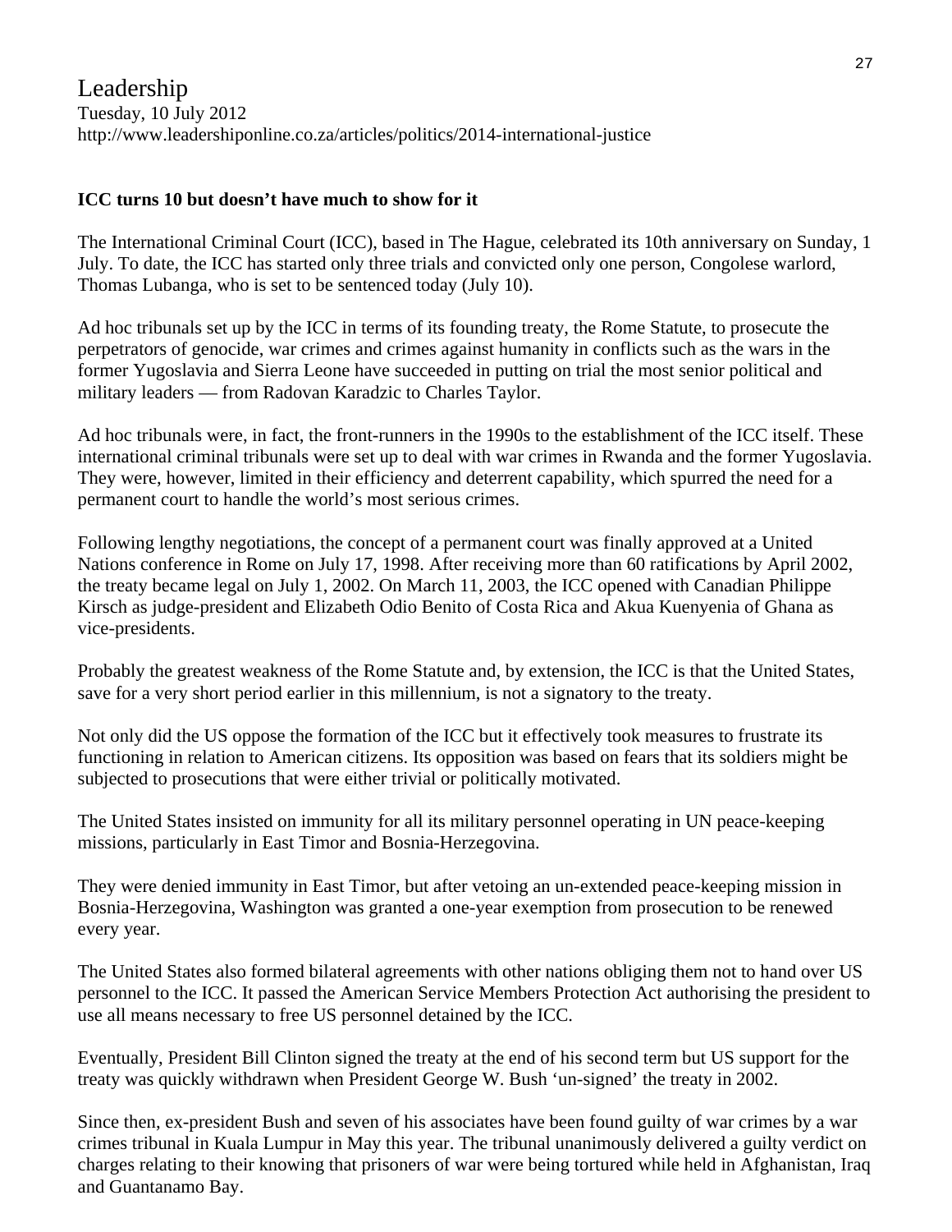# Leadership

Tuesday, 10 July 2012

http://www.leadershiponline.co.za/articles/politics/2014-international-justice

**ICC turns 10 but doesn't have much to show for it**

The International Criminal Court (ICC), based in The Hague, celebrated its 10th anniversary on Sunday, 1 July. To date, the ICC has started only three trials and convicted only one person, Congolese warlord, Thomas Lubanga, who is set to be sentenced today (July 10).

Ad hoc tribunals set up by the ICC in terms of its founding treaty, the Rome Statute, to prosecute the perpetrators of genocide, war crimes and crimes against humanity in conflicts such as the wars in the former Yugoslavia and Sierra Leone have succeeded in putting on trial the most senior political and military leaders — from Radovan Karadzic to Charles Taylor.

Ad hoc tribunals were, in fact, the front-runners in the 1990s to the establishment of the ICC itself. These international criminal tribunals were set up to deal with war crimes in Rwanda and the former Yugoslavia. They were, however, limited in their efficiency and deterrent capability, which spurred the need for a permanent court to handle the world's most serious crimes.

Following lengthy negotiations, the concept of a permanent court was finally approved at a United Nations conference in Rome on July 17, 1998. After receiving more than 60 ratifications by April 2002, the treaty became legal on July 1, 2002. On March 11, 2003, the ICC opened with Canadian Philippe Kirsch as judge-president and Elizabeth Odio Benito of Costa Rica and Akua Kuenyenia of Ghana as vice-presidents.

Probably the greatest weakness of the Rome Statute and, by extension, the ICC is that the United States, save for a very short period earlier in this millennium, is not a signatory to the treaty.

Not only did the US oppose the formation of the ICC but it effectively took measures to frustrate its functioning in relation to American citizens. Its opposition was based on fears that its soldiers might be subjected to prosecutions that were either trivial or politically motivated.

The United States insisted on immunity for all its military personnel operating in UN peace-keeping missions, particularly in East Timor and Bosnia-Herzegovina.

They were denied immunity in East Timor, but after vetoing an un-extended peace-keeping mission in Bosnia-Herzegovina, Washington was granted a one-year exemption from prosecution to be renewed every year.

The United States also formed bilateral agreements with other nations obliging them not to hand over US personnel to the ICC. It passed the American Service Members Protection Act authorising the president to use all means necessary to free US personnel detained by the ICC.

Eventually, President Bill Clinton signed the treaty at the end of his second term but US support for the treaty was quickly withdrawn when President George W. Bush 'un-signed' the treaty in 2002.

Since then, ex-president Bush and seven of his associates have been found guilty of war crimes by a war crimes tribunal in Kuala Lumpur in May this year. The tribunal unanimously delivered a guilty verdict on charges relating to their knowing that prisoners of war were being tortured while held in Afghanistan, Iraq and Guantanamo Bay.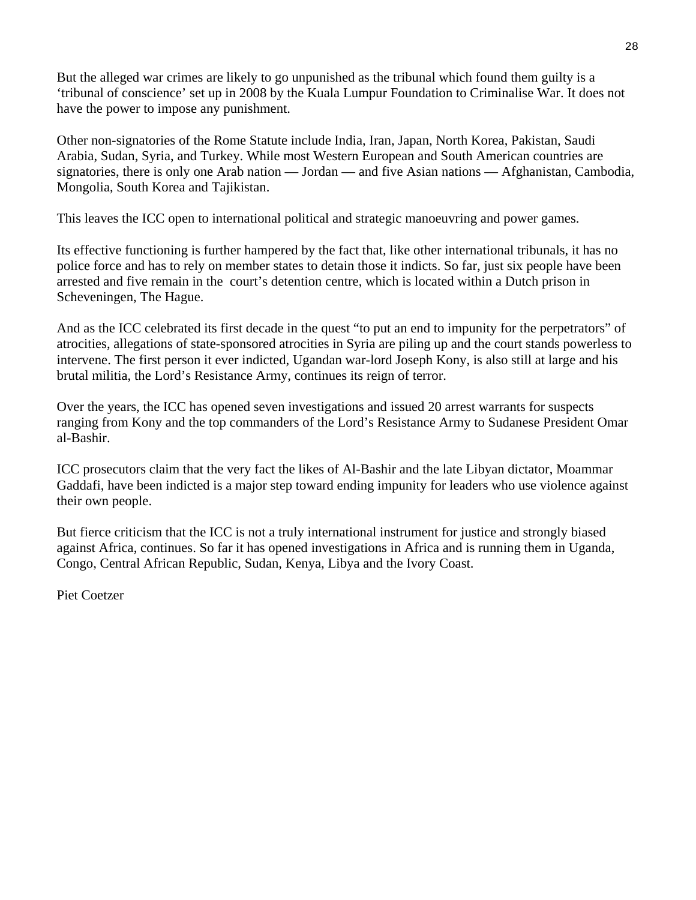But the alleged war crimes are likely to go unpunished as the tribunal which found them guilty is a ‘tribunal of conscience’ set up in 2008 by the Kuala Lumpur Foundation to Criminalise War. It does not have the power to impose any punishment.

Other non-signatories of the Rome Statute include India, Iran, Japan, North Korea, Pakistan, Saudi Arabia, Sudan, Syria, and Turkey. While most Western European and South American countries are signatories, there is only one Arab nation — Jordan — and five Asian nations — Afghanistan, Cambodia, Mongolia, South Korea and Tajikistan.

This leaves the ICC open to international political and strategic manoeuvring and power games.

Its effective functioning is further hampered by the fact that, like other international tribunals, it has no police force and has to rely on member states to detain those it indicts. So far, just six people have been arrested and five remain in the court’s detention centre, which is located within a Dutch prison in Scheveningen, The Hague.

And as the ICC celebrated its first decade in the quest “to put an end to impunity for the perpetrators” of atrocities, allegations of state-sponsored atrocities in Syria are piling up and the court stands powerless to intervene. The first person it ever indicted, Ugandan war-lord Joseph Kony, is also still at large and his brutal militia, the Lord’s Resistance Army, continues its reign of terror.

Over the years, the ICC has opened seven investigations and issued 20 arrest warrants for suspects ranging from Kony and the top commanders of the Lord’s Resistance Army to Sudanese President Omar al-Bashir.

ICC prosecutors claim that the very fact the likes of Al-Bashir and the late Libyan dictator, Moammar Gaddafi, have been indicted is a major step toward ending impunity for leaders who use violence against their own people.

But fierce criticism that the ICC is not a truly international instrument for justice and strongly biased against Africa, continues. So far it has opened investigations in Africa and is running them in Uganda, Congo, Central African Republic, Sudan, Kenya, Libya and the Ivory Coast.

Piet Coetzer